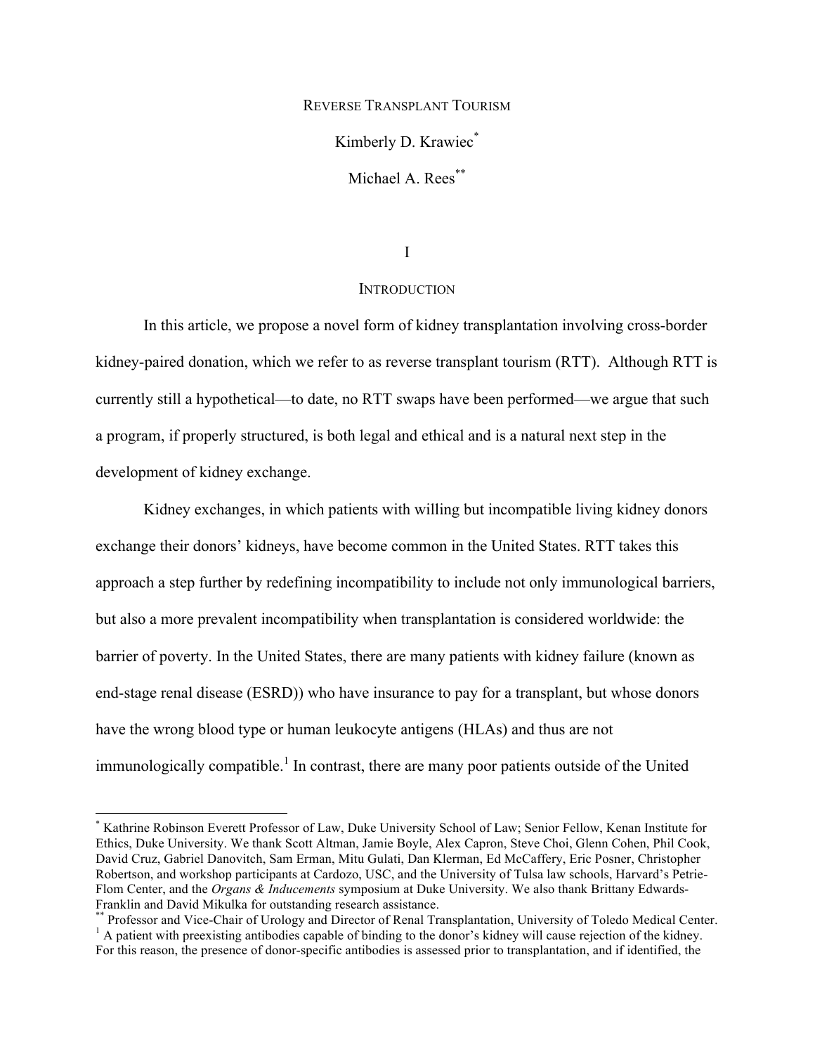# REVERSE TRANSPLANT TOURISM

Kimberly D. Krawiec[*]

Michael A. Rees[**]

## I

## INTRODUCTION

In this article, we propose a novel form of kidney transplantation involving cross-border kidney-paired donation, which we refer to as reverse transplant tourism (RTT). Although RTT is currently still a hypothetical—to date, no RTT swaps have been performed—we argue that such a program, if properly structured, is both legal and ethical and is a natural next step in the development of kidney exchange.

Kidney exchanges, in which patients with willing but incompatible living kidney donors exchange their donors' kidneys, have become common in the United States. RTT takes this approach a step further by redefining incompatibility to include not only immunological barriers, but also a more prevalent incompatibility when transplantation is considered worldwide: the barrier of poverty. In the United States, there are many patients with kidney failure (known as end-stage renal disease (ESRD)) who have insurance to pay for a transplant, but whose donors have the wrong blood type or human leukocyte antigens (HLAs) and thus are not immunologically compatible.[1] In contrast, there are many poor patients outside of the United

---

[*] Kathrine Robinson Everett Professor of Law, Duke University School of Law; Senior Fellow, Kenan Institute for Ethics, Duke University. We thank Scott Altman, Jamie Boyle, Alex Capron, Steve Choi, Glenn Cohen, Phil Cook, David Cruz, Gabriel Danovitch, Sam Erman, Mitu Gulati, Dan Klerman, Ed McCaffery, Eric Posner, Christopher Robertson, and workshop participants at Cardozo, USC, and the University of Tulsa law schools, Harvard's Petrie-Flom Center, and the *Organs & Inducements* symposium at Duke University. We also thank Brittany Edwards-Franklin and David Mikulka for outstanding research assistance.

[**] Professor and Vice-Chair of Urology and Director of Renal Transplantation, University of Toledo Medical Center.

[1] A patient with preexisting antibodies capable of binding to the donor's kidney will cause rejection of the kidney. For this reason, the presence of donor-specific antibodies is assessed prior to transplantation, and if identified, the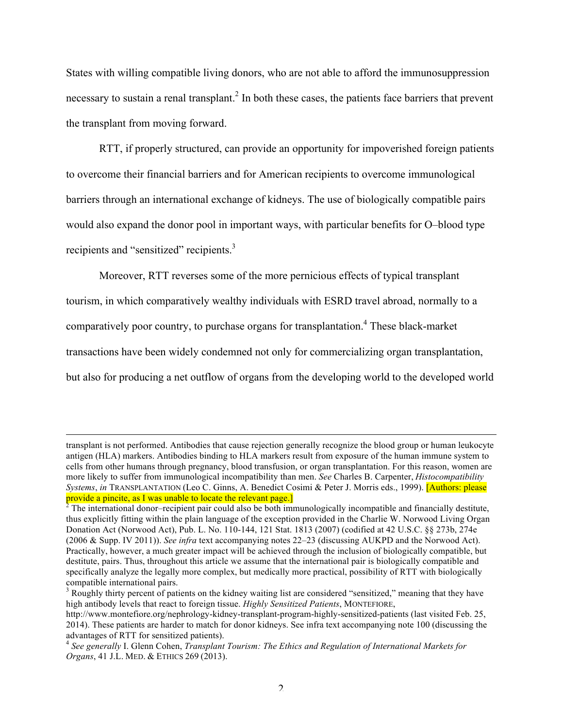States with willing compatible living donors, who are not able to afford the immunosuppression necessary to sustain a renal transplant.[2] In both these cases, the patients face barriers that prevent the transplant from moving forward.

RTT, if properly structured, can provide an opportunity for impoverished foreign patients to overcome their financial barriers and for American recipients to overcome immunological barriers through an international exchange of kidneys. The use of biologically compatible pairs would also expand the donor pool in important ways, with particular benefits for O–blood type recipients and "sensitized" recipients.[3]

Moreover, RTT reverses some of the more pernicious effects of typical transplant tourism, in which comparatively wealthy individuals with ESRD travel abroad, normally to a comparatively poor country, to purchase organs for transplantation.[4] These black-market transactions have been widely condemned not only for commercializing organ transplantation, but also for producing a net outflow of organs from the developing world to the developed world

---

transplant is not performed. Antibodies that cause rejection generally recognize the blood group or human leukocyte antigen (HLA) markers. Antibodies binding to HLA markers result from exposure of the human immune system to cells from other humans through pregnancy, blood transfusion, or organ transplantation. For this reason, women are more likely to suffer from immunological incompatibility than men. *See* Charles B. Carpenter, *Histocompatibility Systems*, *in* TRANSPLANTATION (Leo C. Ginns, A. Benedict Cosimi & Peter J. Morris eds., 1999). [Authors: please provide a pincite, as I was unable to locate the relevant page.]

[2] The international donor–recipient pair could also be both immunologically incompatible and financially destitute, thus explicitly fitting within the plain language of the exception provided in the Charlie W. Norwood Living Organ Donation Act (Norwood Act), Pub. L. No. 110-144, 121 Stat. 1813 (2007) (codified at 42 U.S.C. §§ 273b, 274e (2006 & Supp. IV 2011)). *See infra* text accompanying notes 22–23 (discussing AUKPD and the Norwood Act). Practically, however, a much greater impact will be achieved through the inclusion of biologically compatible, but destitute, pairs. Thus, throughout this article we assume that the international pair is biologically compatible and specifically analyze the legally more complex, but medically more practical, possibility of RTT with biologically compatible international pairs.

[3] Roughly thirty percent of patients on the kidney waiting list are considered "sensitized," meaning that they have high antibody levels that react to foreign tissue. *Highly Sensitized Patients*, MONTEFIORE, http://www.montefiore.org/nephrology-kidney-transplant-program-highly-sensitized-patients (last visited Feb. 25, 2014). These patients are harder to match for donor kidneys. See infra text accompanying note 100 (discussing the advantages of RTT for sensitized patients).

[4] *See generally* I. Glenn Cohen, *Transplant Tourism: The Ethics and Regulation of International Markets for Organs*, 41 J.L. MED. & ETHICS 269 (2013).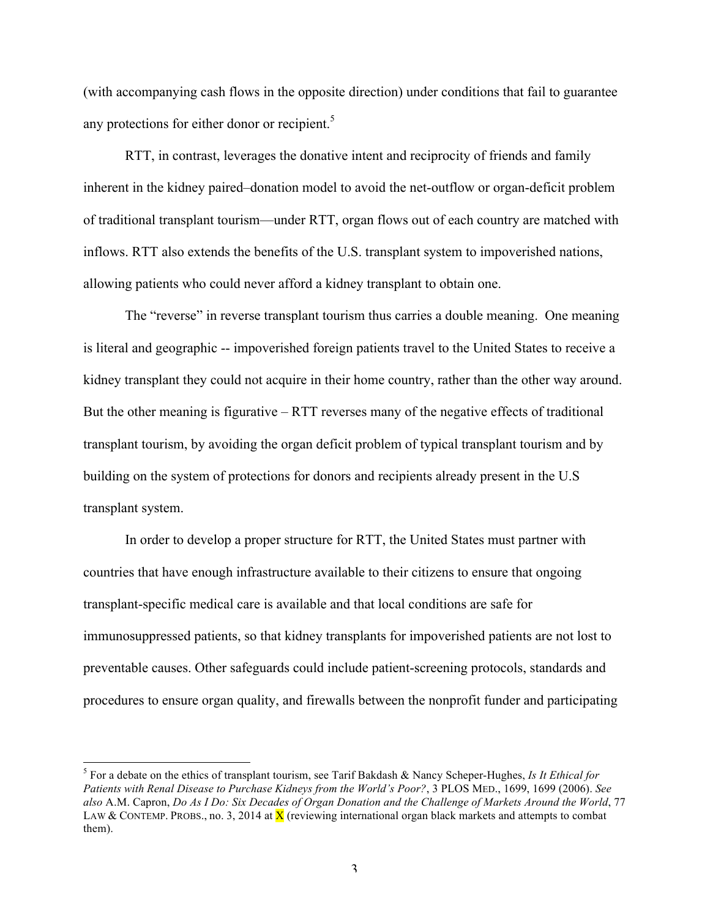(with accompanying cash flows in the opposite direction) under conditions that fail to guarantee any protections for either donor or recipient.[5]

RTT, in contrast, leverages the donative intent and reciprocity of friends and family inherent in the kidney paired–donation model to avoid the net-outflow or organ-deficit problem of traditional transplant tourism—under RTT, organ flows out of each country are matched with inflows. RTT also extends the benefits of the U.S. transplant system to impoverished nations, allowing patients who could never afford a kidney transplant to obtain one.

The "reverse" in reverse transplant tourism thus carries a double meaning. One meaning is literal and geographic -- impoverished foreign patients travel to the United States to receive a kidney transplant they could not acquire in their home country, rather than the other way around. But the other meaning is figurative – RTT reverses many of the negative effects of traditional transplant tourism, by avoiding the organ deficit problem of typical transplant tourism and by building on the system of protections for donors and recipients already present in the U.S transplant system.

In order to develop a proper structure for RTT, the United States must partner with countries that have enough infrastructure available to their citizens to ensure that ongoing transplant-specific medical care is available and that local conditions are safe for immunosuppressed patients, so that kidney transplants for impoverished patients are not lost to preventable causes. Other safeguards could include patient-screening protocols, standards and procedures to ensure organ quality, and firewalls between the nonprofit funder and participating

---

[5] For a debate on the ethics of transplant tourism, see Tarif Bakdash & Nancy Scheper-Hughes, *Is It Ethical for Patients with Renal Disease to Purchase Kidneys from the World's Poor?*, 3 PLOS MED., 1699, 1699 (2006). *See also* A.M. Capron, *Do As I Do: Six Decades of Organ Donation and the Challenge of Markets Around the World*, 77 LAW & CONTEMP. PROBS., no. 3, 2014 at X (reviewing international organ black markets and attempts to combat them).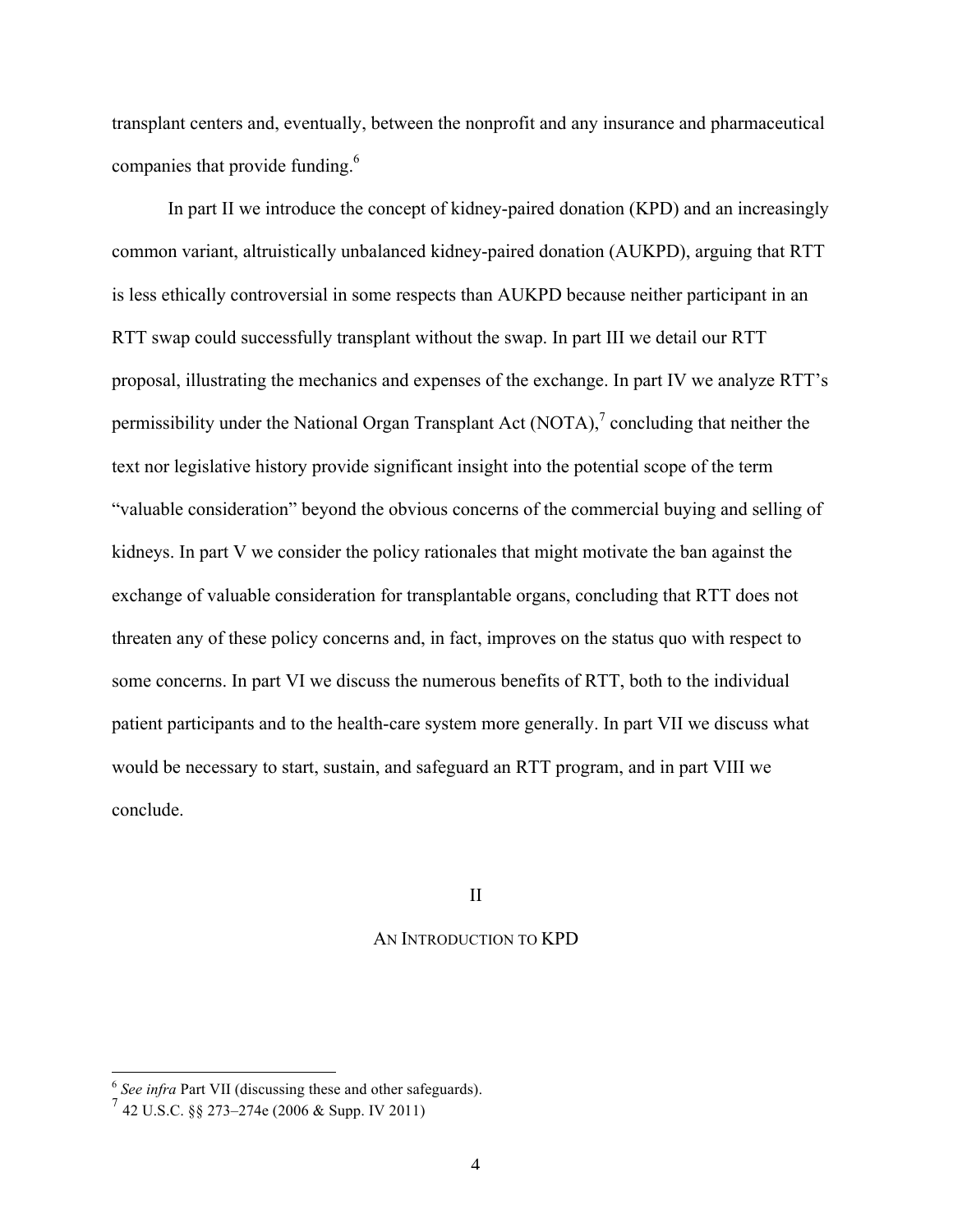transplant centers and, eventually, between the nonprofit and any insurance and pharmaceutical companies that provide funding.[6]

In part II we introduce the concept of kidney-paired donation (KPD) and an increasingly common variant, altruistically unbalanced kidney-paired donation (AUKPD), arguing that RTT is less ethically controversial in some respects than AUKPD because neither participant in an RTT swap could successfully transplant without the swap. In part III we detail our RTT proposal, illustrating the mechanics and expenses of the exchange. In part IV we analyze RTT's permissibility under the National Organ Transplant Act (NOTA),[7] concluding that neither the text nor legislative history provide significant insight into the potential scope of the term "valuable consideration" beyond the obvious concerns of the commercial buying and selling of kidneys. In part V we consider the policy rationales that might motivate the ban against the exchange of valuable consideration for transplantable organs, concluding that RTT does not threaten any of these policy concerns and, in fact, improves on the status quo with respect to some concerns. In part VI we discuss the numerous benefits of RTT, both to the individual patient participants and to the health-care system more generally. In part VII we discuss what would be necessary to start, sustain, and safeguard an RTT program, and in part VIII we conclude.

## II

## AN INTRODUCTION TO KPD

---

[6] *See infra* Part VII (discussing these and other safeguards).

[7] 42 U.S.C. §§ 273–274e (2006 & Supp. IV 2011)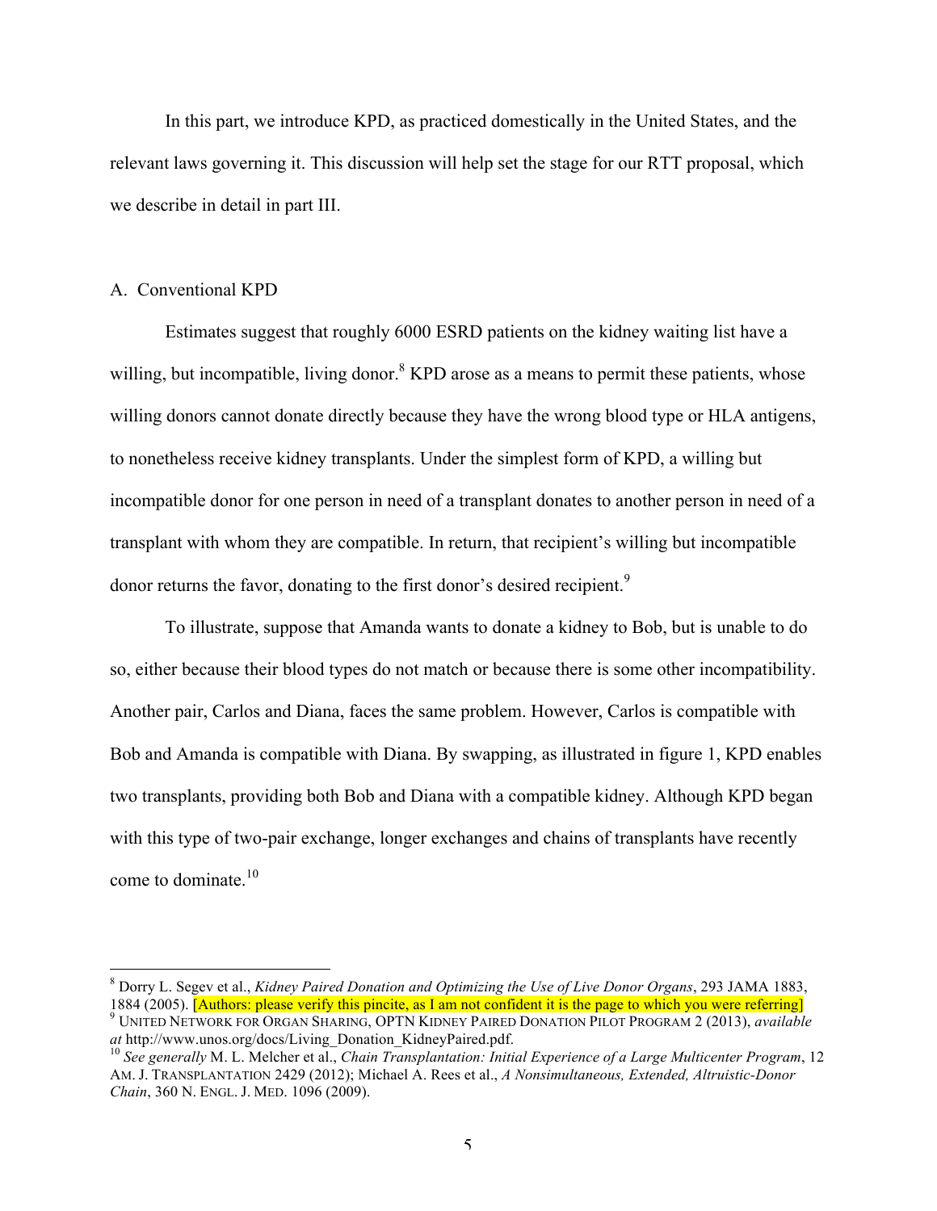In this part, we introduce KPD, as practiced domestically in the United States, and the relevant laws governing it. This discussion will help set the stage for our RTT proposal, which we describe in detail in part III.

## A. Conventional KPD

Estimates suggest that roughly 6000 ESRD patients on the kidney waiting list have a willing, but incompatible, living donor.[8] KPD arose as a means to permit these patients, whose willing donors cannot donate directly because they have the wrong blood type or HLA antigens, to nonetheless receive kidney transplants. Under the simplest form of KPD, a willing but incompatible donor for one person in need of a transplant donates to another person in need of a transplant with whom they are compatible. In return, that recipient's willing but incompatible donor returns the favor, donating to the first donor's desired recipient.[9]

To illustrate, suppose that Amanda wants to donate a kidney to Bob, but is unable to do so, either because their blood types do not match or because there is some other incompatibility. Another pair, Carlos and Diana, faces the same problem. However, Carlos is compatible with Bob and Amanda is compatible with Diana. By swapping, as illustrated in figure 1, KPD enables two transplants, providing both Bob and Diana with a compatible kidney. Although KPD began with this type of two-pair exchange, longer exchanges and chains of transplants have recently come to dominate.[10]

---

[8] Dorry L. Segev et al., *Kidney Paired Donation and Optimizing the Use of Live Donor Organs*, 293 JAMA 1883, 1884 (2005). [Authors: please verify this pincite, as I am not confident it is the page to which you were referring]

[9] UNITED NETWORK FOR ORGAN SHARING, OPTN KIDNEY PAIRED DONATION PILOT PROGRAM 2 (2013), *available at* http://www.unos.org/docs/Living_Donation_KidneyPaired.pdf.

[10] *See generally* M. L. Melcher et al., *Chain Transplantation: Initial Experience of a Large Multicenter Program*, 12 AM. J. TRANSPLANTATION 2429 (2012); Michael A. Rees et al., *A Nonsimultaneous, Extended, Altruistic-Donor Chain*, 360 N. ENGL. J. MED. 1096 (2009).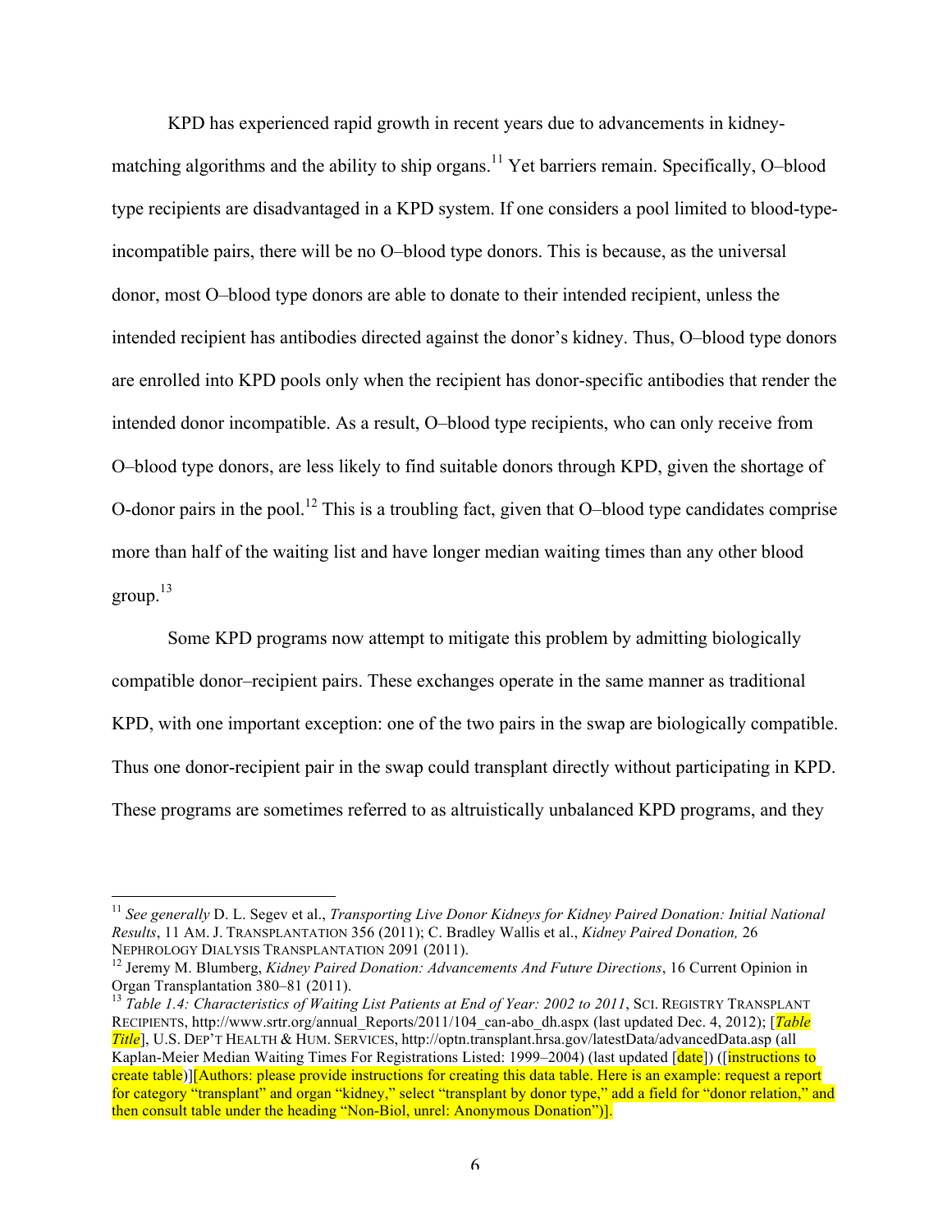KPD has experienced rapid growth in recent years due to advancements in kidney-matching algorithms and the ability to ship organs.[11] Yet barriers remain. Specifically, O–blood type recipients are disadvantaged in a KPD system. If one considers a pool limited to blood-type-incompatible pairs, there will be no O–blood type donors. This is because, as the universal donor, most O–blood type donors are able to donate to their intended recipient, unless the intended recipient has antibodies directed against the donor's kidney. Thus, O–blood type donors are enrolled into KPD pools only when the recipient has donor-specific antibodies that render the intended donor incompatible. As a result, O–blood type recipients, who can only receive from O–blood type donors, are less likely to find suitable donors through KPD, given the shortage of O-donor pairs in the pool.[12] This is a troubling fact, given that O–blood type candidates comprise more than half of the waiting list and have longer median waiting times than any other blood group.[13]

Some KPD programs now attempt to mitigate this problem by admitting biologically compatible donor–recipient pairs. These exchanges operate in the same manner as traditional KPD, with one important exception: one of the two pairs in the swap are biologically compatible. Thus one donor-recipient pair in the swap could transplant directly without participating in KPD. These programs are sometimes referred to as altruistically unbalanced KPD programs, and they

---

[11] *See generally* D. L. Segev et al., *Transporting Live Donor Kidneys for Kidney Paired Donation: Initial National Results*, 11 AM. J. TRANSPLANTATION 356 (2011); C. Bradley Wallis et al., *Kidney Paired Donation,* 26 NEPHROLOGY DIALYSIS TRANSPLANTATION 2091 (2011).

[12] Jeremy M. Blumberg, *Kidney Paired Donation: Advancements And Future Directions*, 16 Current Opinion in Organ Transplantation 380–81 (2011).

[13] *Table 1.4: Characteristics of Waiting List Patients at End of Year: 2002 to 2011*, SCI. REGISTRY TRANSPLANT RECIPIENTS, http://www.srtr.org/annual_Reports/2011/104_can-abo_dh.aspx (last updated Dec. 4, 2012); [*Table Title*], U.S. DEP'T HEALTH & HUM. SERVICES, http://optn.transplant.hrsa.gov/latestData/advancedData.asp (all Kaplan-Meier Median Waiting Times For Registrations Listed: 1999–2004) (last updated [date]) ([instructions to create table)][Authors: please provide instructions for creating this data table. Here is an example: request a report for category "transplant" and organ "kidney," select "transplant by donor type," add a field for "donor relation," and then consult table under the heading "Non-Biol, unrel: Anonymous Donation")].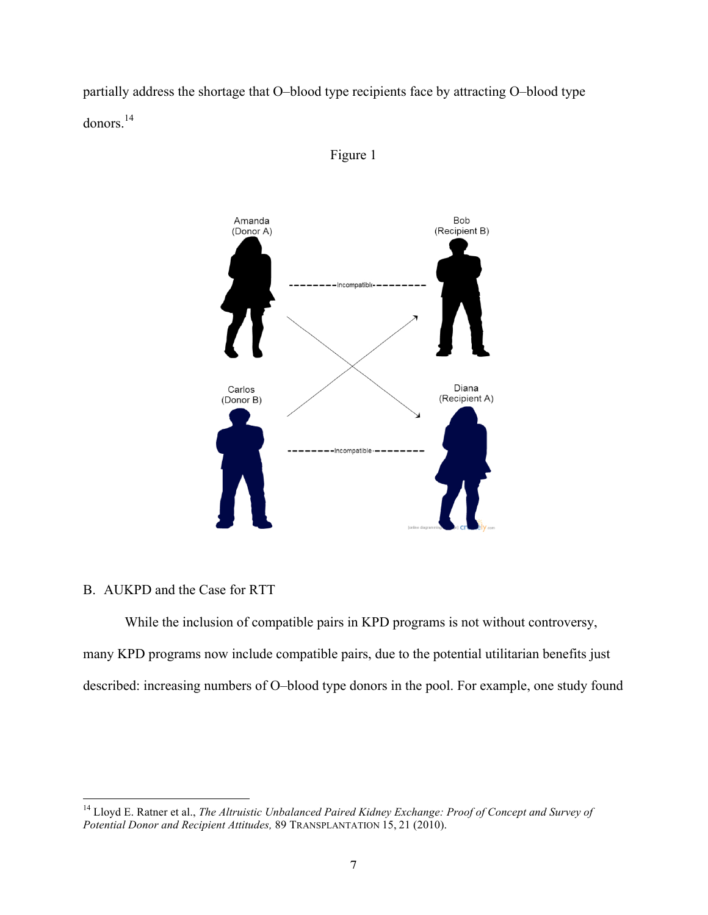partially address the shortage that O–blood type recipients face by attracting O–blood type donors.[14]

Figure 1

## B. AUKPD and the Case for RTT

While the inclusion of compatible pairs in KPD programs is not without controversy, many KPD programs now include compatible pairs, due to the potential utilitarian benefits just described: increasing numbers of O–blood type donors in the pool. For example, one study found

[14] Lloyd E. Ratner et al., *The Altruistic Unbalanced Paired Kidney Exchange: Proof of Concept and Survey of Potential Donor and Recipient Attitudes,* 89 TRANSPLANTATION 15, 21 (2010).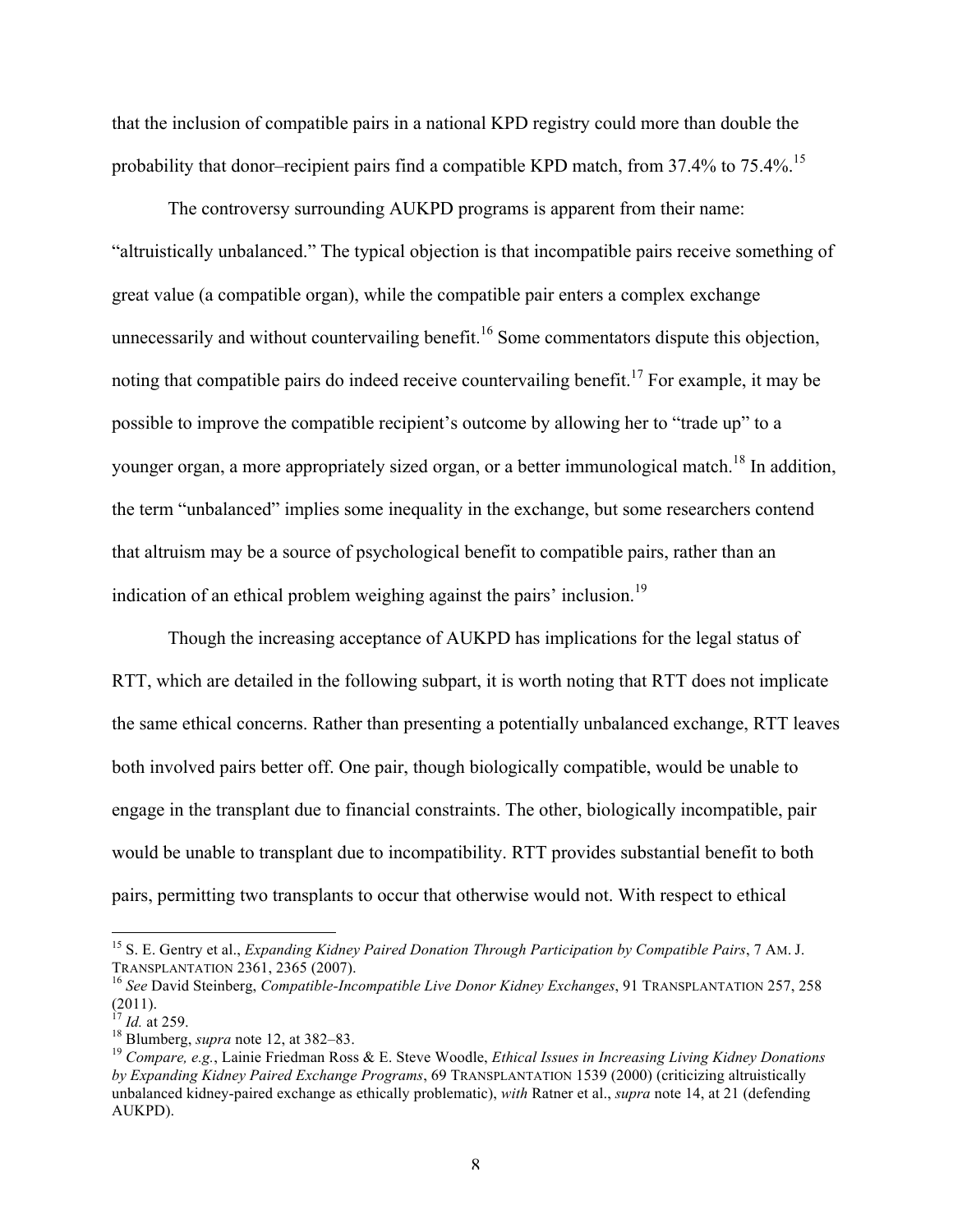that the inclusion of compatible pairs in a national KPD registry could more than double the probability that donor–recipient pairs find a compatible KPD match, from 37.4% to 75.4%.[15]

The controversy surrounding AUKPD programs is apparent from their name: "altruistically unbalanced." The typical objection is that incompatible pairs receive something of great value (a compatible organ), while the compatible pair enters a complex exchange unnecessarily and without countervailing benefit.[16] Some commentators dispute this objection, noting that compatible pairs do indeed receive countervailing benefit.[17] For example, it may be possible to improve the compatible recipient's outcome by allowing her to "trade up" to a younger organ, a more appropriately sized organ, or a better immunological match.[18] In addition, the term "unbalanced" implies some inequality in the exchange, but some researchers contend that altruism may be a source of psychological benefit to compatible pairs, rather than an indication of an ethical problem weighing against the pairs' inclusion.[19]

Though the increasing acceptance of AUKPD has implications for the legal status of RTT, which are detailed in the following subpart, it is worth noting that RTT does not implicate the same ethical concerns. Rather than presenting a potentially unbalanced exchange, RTT leaves both involved pairs better off. One pair, though biologically compatible, would be unable to engage in the transplant due to financial constraints. The other, biologically incompatible, pair would be unable to transplant due to incompatibility. RTT provides substantial benefit to both pairs, permitting two transplants to occur that otherwise would not. With respect to ethical

---

[15] S. E. Gentry et al., *Expanding Kidney Paired Donation Through Participation by Compatible Pairs*, 7 AM. J. TRANSPLANTATION 2361, 2365 (2007).

[16] *See* David Steinberg, *Compatible-Incompatible Live Donor Kidney Exchanges*, 91 TRANSPLANTATION 257, 258 (2011).

[17] *Id.* at 259.

[18] Blumberg, *supra* note 12, at 382–83.

[19] *Compare, e.g.*, Lainie Friedman Ross & E. Steve Woodle, *Ethical Issues in Increasing Living Kidney Donations by Expanding Kidney Paired Exchange Programs*, 69 TRANSPLANTATION 1539 (2000) (criticizing altruistically unbalanced kidney-paired exchange as ethically problematic), *with* Ratner et al., *supra* note 14, at 21 (defending AUKPD).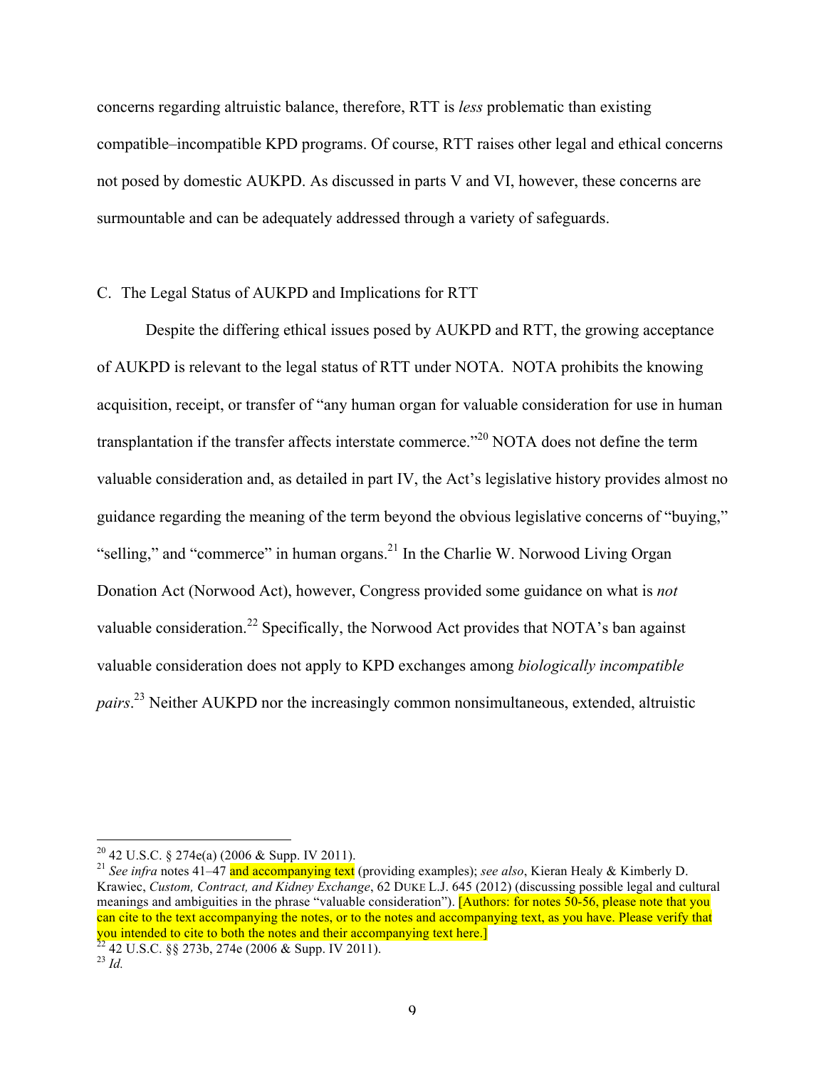concerns regarding altruistic balance, therefore, RTT is *less* problematic than existing compatible–incompatible KPD programs. Of course, RTT raises other legal and ethical concerns not posed by domestic AUKPD. As discussed in parts V and VI, however, these concerns are surmountable and can be adequately addressed through a variety of safeguards.

### C. The Legal Status of AUKPD and Implications for RTT

Despite the differing ethical issues posed by AUKPD and RTT, the growing acceptance of AUKPD is relevant to the legal status of RTT under NOTA. NOTA prohibits the knowing acquisition, receipt, or transfer of "any human organ for valuable consideration for use in human transplantation if the transfer affects interstate commerce."[20] NOTA does not define the term valuable consideration and, as detailed in part IV, the Act's legislative history provides almost no guidance regarding the meaning of the term beyond the obvious legislative concerns of "buying," "selling," and "commerce" in human organs.[21] In the Charlie W. Norwood Living Organ Donation Act (Norwood Act), however, Congress provided some guidance on what is *not* valuable consideration.[22] Specifically, the Norwood Act provides that NOTA's ban against valuable consideration does not apply to KPD exchanges among *biologically incompatible pairs*.[23] Neither AUKPD nor the increasingly common nonsimultaneous, extended, altruistic

---

[20] 42 U.S.C. § 274e(a) (2006 & Supp. IV 2011).

[21] *See infra* notes 41–47 and accompanying text (providing examples); *see also*, Kieran Healy & Kimberly D. Krawiec, *Custom, Contract, and Kidney Exchange*, 62 DUKE L.J. 645 (2012) (discussing possible legal and cultural meanings and ambiguities in the phrase "valuable consideration"). [Authors: for notes 50-56, please note that you can cite to the text accompanying the notes, or to the notes and accompanying text, as you have. Please verify that you intended to cite to both the notes and their accompanying text here.]

[22] 42 U.S.C. §§ 273b, 274e (2006 & Supp. IV 2011).

[23] *Id.*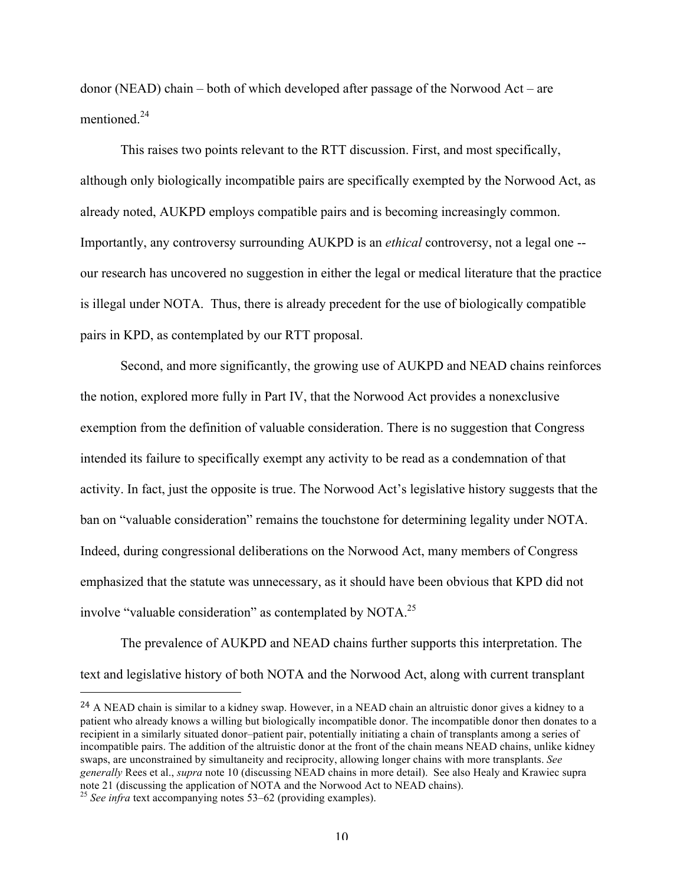donor (NEAD) chain – both of which developed after passage of the Norwood Act – are mentioned.[24]

This raises two points relevant to the RTT discussion. First, and most specifically, although only biologically incompatible pairs are specifically exempted by the Norwood Act, as already noted, AUKPD employs compatible pairs and is becoming increasingly common. Importantly, any controversy surrounding AUKPD is an *ethical* controversy, not a legal one -- our research has uncovered no suggestion in either the legal or medical literature that the practice is illegal under NOTA. Thus, there is already precedent for the use of biologically compatible pairs in KPD, as contemplated by our RTT proposal.

Second, and more significantly, the growing use of AUKPD and NEAD chains reinforces the notion, explored more fully in Part IV, that the Norwood Act provides a nonexclusive exemption from the definition of valuable consideration. There is no suggestion that Congress intended its failure to specifically exempt any activity to be read as a condemnation of that activity. In fact, just the opposite is true. The Norwood Act's legislative history suggests that the ban on "valuable consideration" remains the touchstone for determining legality under NOTA. Indeed, during congressional deliberations on the Norwood Act, many members of Congress emphasized that the statute was unnecessary, as it should have been obvious that KPD did not involve "valuable consideration" as contemplated by NOTA.[25]

The prevalence of AUKPD and NEAD chains further supports this interpretation. The text and legislative history of both NOTA and the Norwood Act, along with current transplant

---

[24] A NEAD chain is similar to a kidney swap. However, in a NEAD chain an altruistic donor gives a kidney to a patient who already knows a willing but biologically incompatible donor. The incompatible donor then donates to a recipient in a similarly situated donor–patient pair, potentially initiating a chain of transplants among a series of incompatible pairs. The addition of the altruistic donor at the front of the chain means NEAD chains, unlike kidney swaps, are unconstrained by simultaneity and reciprocity, allowing longer chains with more transplants. *See generally* Rees et al., *supra* note 10 (discussing NEAD chains in more detail). See also Healy and Krawiec supra note 21 (discussing the application of NOTA and the Norwood Act to NEAD chains).

[25] *See infra* text accompanying notes 53–62 (providing examples).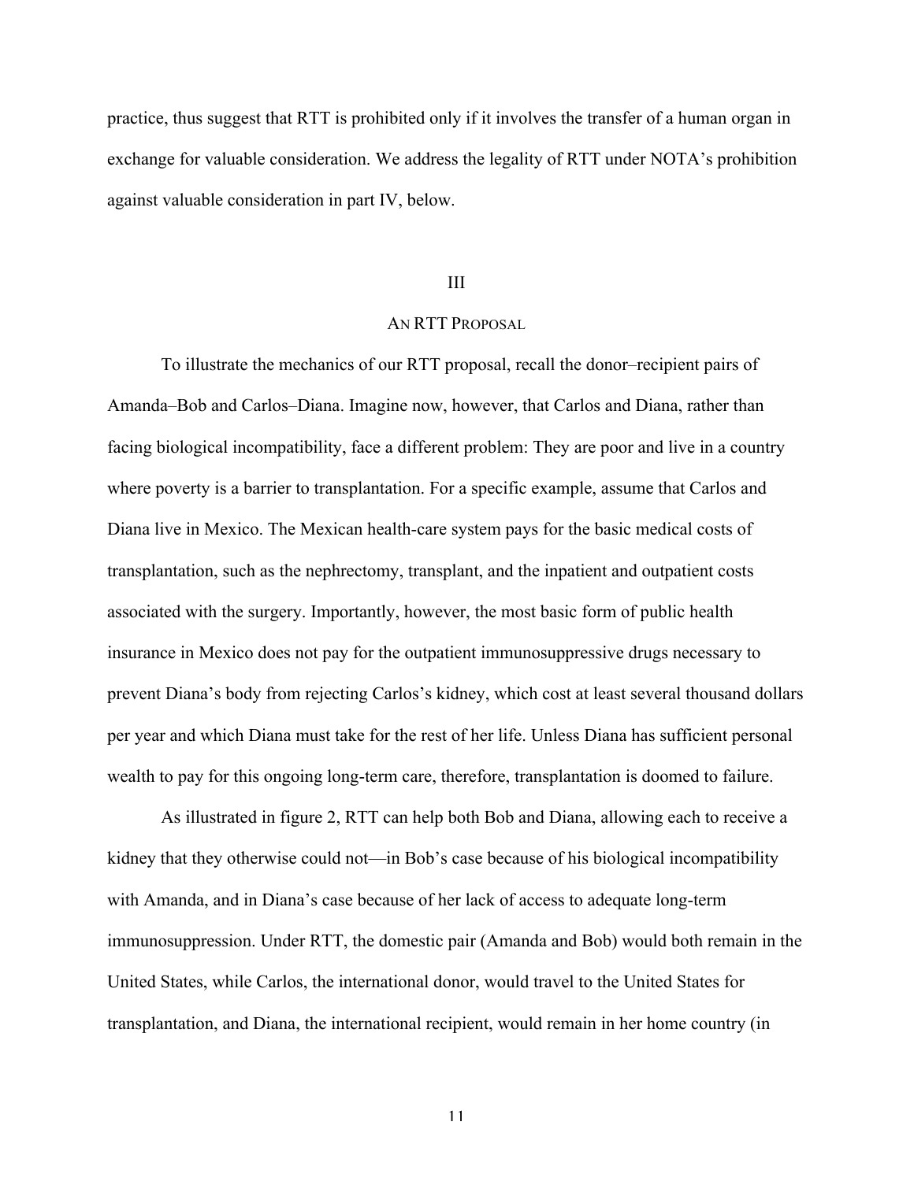practice, thus suggest that RTT is prohibited only if it involves the transfer of a human organ in exchange for valuable consideration. We address the legality of RTT under NOTA's prohibition against valuable consideration in part IV, below.

## III

## AN RTT PROPOSAL

To illustrate the mechanics of our RTT proposal, recall the donor–recipient pairs of Amanda–Bob and Carlos–Diana. Imagine now, however, that Carlos and Diana, rather than facing biological incompatibility, face a different problem: They are poor and live in a country where poverty is a barrier to transplantation. For a specific example, assume that Carlos and Diana live in Mexico. The Mexican health-care system pays for the basic medical costs of transplantation, such as the nephrectomy, transplant, and the inpatient and outpatient costs associated with the surgery. Importantly, however, the most basic form of public health insurance in Mexico does not pay for the outpatient immunosuppressive drugs necessary to prevent Diana's body from rejecting Carlos's kidney, which cost at least several thousand dollars per year and which Diana must take for the rest of her life. Unless Diana has sufficient personal wealth to pay for this ongoing long-term care, therefore, transplantation is doomed to failure.

As illustrated in figure 2, RTT can help both Bob and Diana, allowing each to receive a kidney that they otherwise could not—in Bob's case because of his biological incompatibility with Amanda, and in Diana's case because of her lack of access to adequate long-term immunosuppression. Under RTT, the domestic pair (Amanda and Bob) would both remain in the United States, while Carlos, the international donor, would travel to the United States for transplantation, and Diana, the international recipient, would remain in her home country (in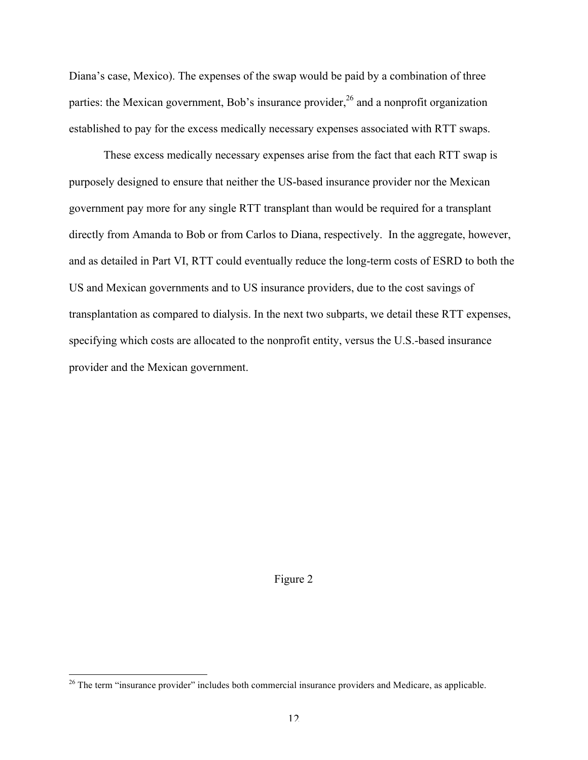Diana's case, Mexico). The expenses of the swap would be paid by a combination of three parties: the Mexican government, Bob's insurance provider,[26] and a nonprofit organization established to pay for the excess medically necessary expenses associated with RTT swaps.

These excess medically necessary expenses arise from the fact that each RTT swap is purposely designed to ensure that neither the US-based insurance provider nor the Mexican government pay more for any single RTT transplant than would be required for a transplant directly from Amanda to Bob or from Carlos to Diana, respectively. In the aggregate, however, and as detailed in Part VI, RTT could eventually reduce the long-term costs of ESRD to both the US and Mexican governments and to US insurance providers, due to the cost savings of transplantation as compared to dialysis. In the next two subparts, we detail these RTT expenses, specifying which costs are allocated to the nonprofit entity, versus the U.S.-based insurance provider and the Mexican government.

Figure 2

[26] The term "insurance provider" includes both commercial insurance providers and Medicare, as applicable.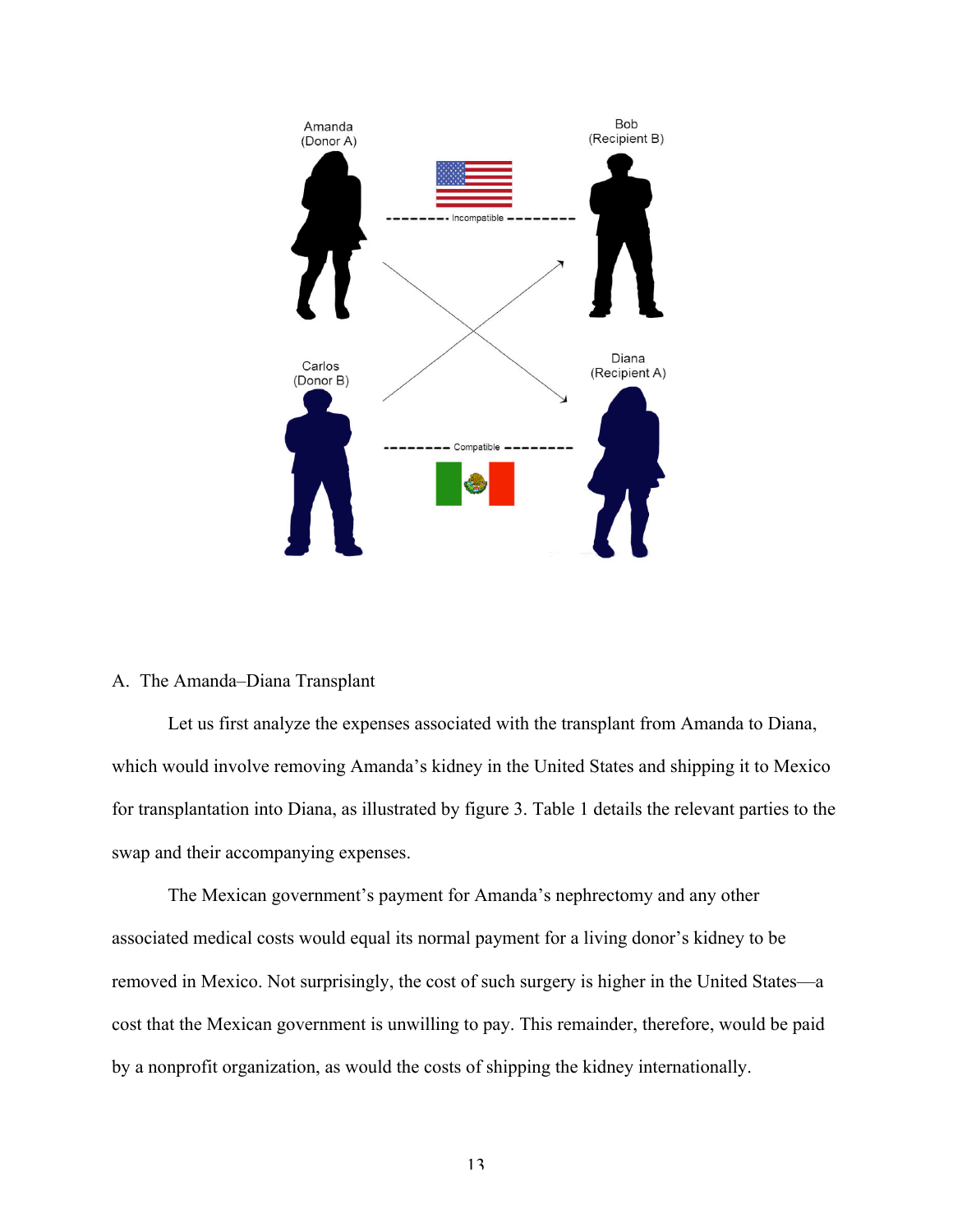A. The Amanda–Diana Transplant

Let us first analyze the expenses associated with the transplant from Amanda to Diana, which would involve removing Amanda's kidney in the United States and shipping it to Mexico for transplantation into Diana, as illustrated by figure 3. Table 1 details the relevant parties to the swap and their accompanying expenses.

The Mexican government's payment for Amanda's nephrectomy and any other associated medical costs would equal its normal payment for a living donor's kidney to be removed in Mexico. Not surprisingly, the cost of such surgery is higher in the United States—a cost that the Mexican government is unwilling to pay. This remainder, therefore, would be paid by a nonprofit organization, as would the costs of shipping the kidney internationally.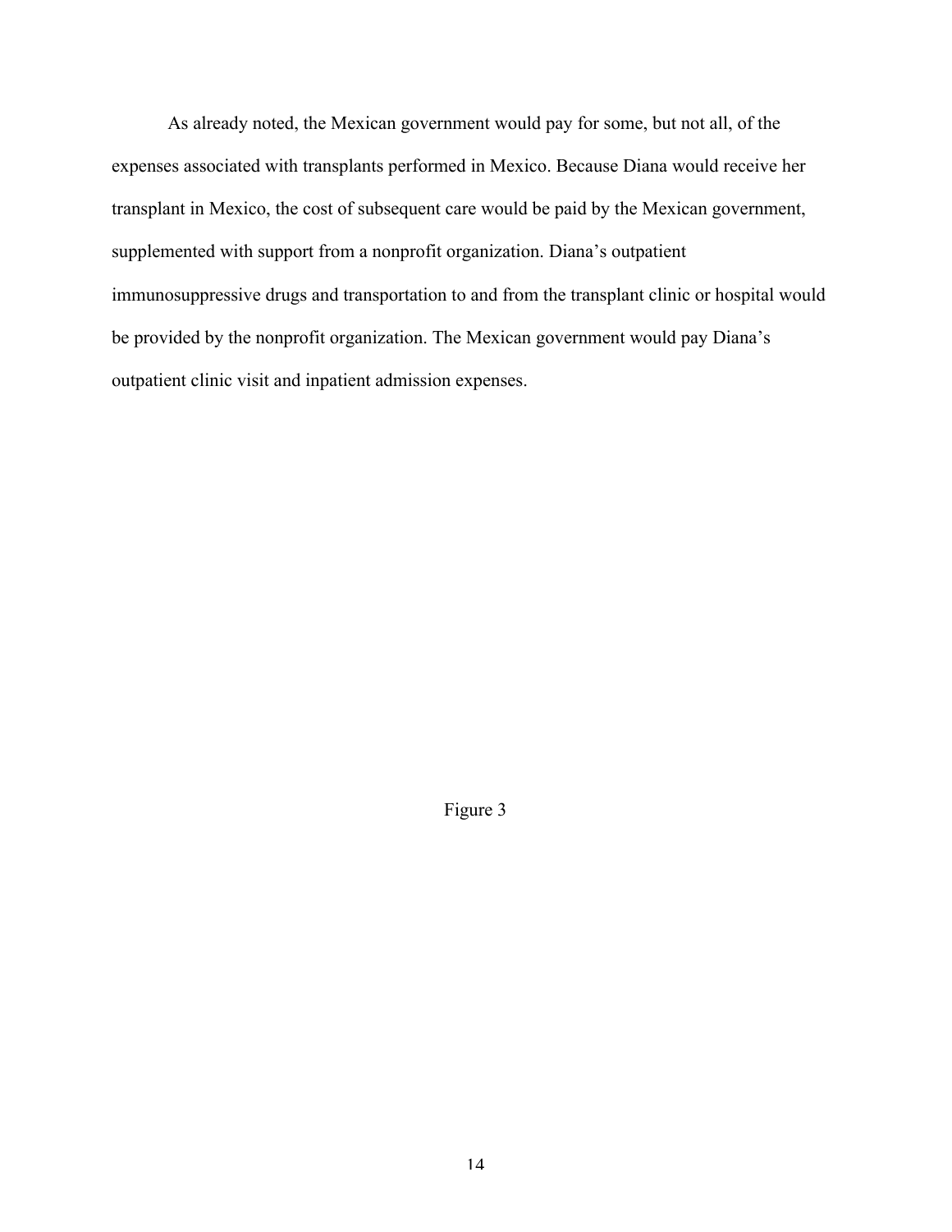As already noted, the Mexican government would pay for some, but not all, of the expenses associated with transplants performed in Mexico. Because Diana would receive her transplant in Mexico, the cost of subsequent care would be paid by the Mexican government, supplemented with support from a nonprofit organization. Diana's outpatient immunosuppressive drugs and transportation to and from the transplant clinic or hospital would be provided by the nonprofit organization. The Mexican government would pay Diana's outpatient clinic visit and inpatient admission expenses.

Figure 3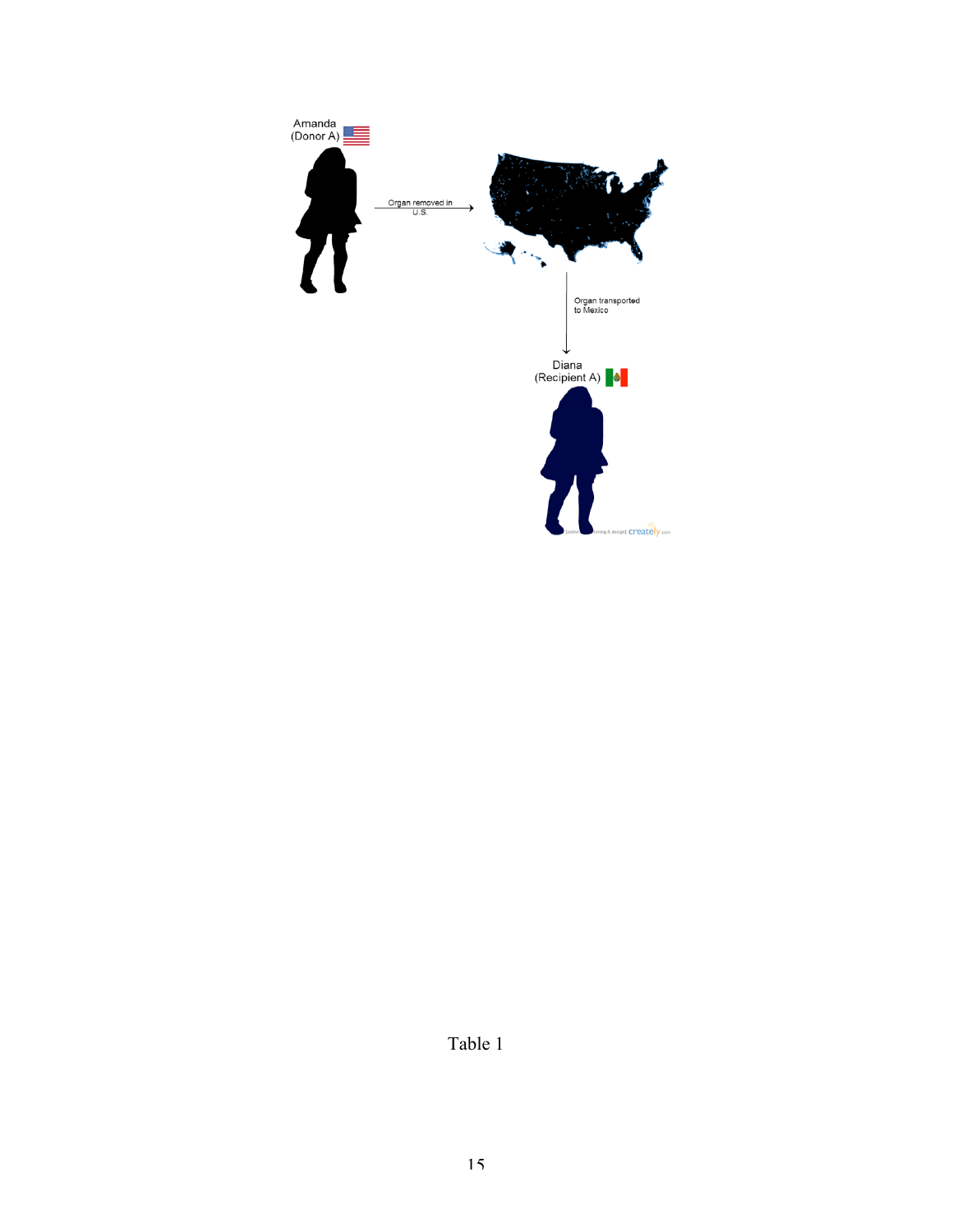Amanda (Donor A)

Organ removed in U.S.

Organ transported to Mexico

Diana (Recipient A)

Table 1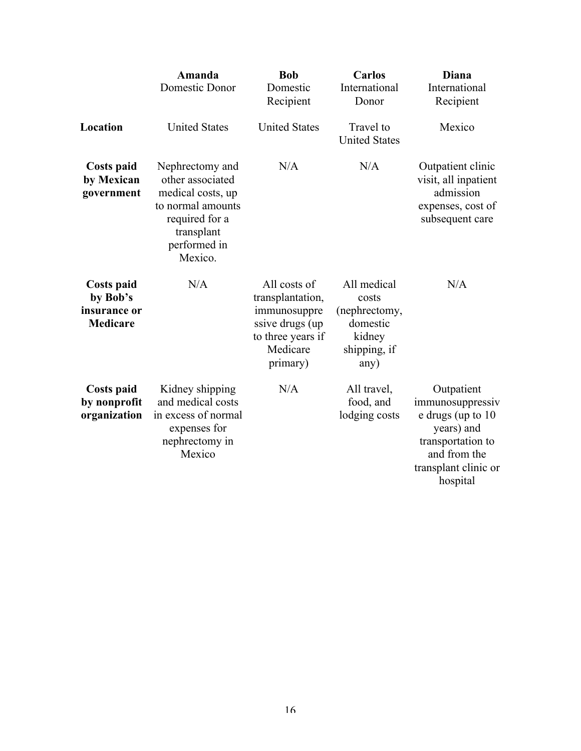| | **Amanda** Domestic Donor | **Bob** Domestic Recipient | **Carlos** International Donor | **Diana** International Recipient |
|---|---|---|---|---|
| **Location** | United States | United States | Travel to United States | Mexico |
| **Costs paid by Mexican government** | Nephrectomy and other associated medical costs, up to normal amounts required for a transplant performed in Mexico. | N/A | N/A | Outpatient clinic visit, all inpatient admission expenses, cost of subsequent care |
| **Costs paid by Bob's insurance or Medicare** | N/A | All costs of transplantation, immunosuppressive drugs (up to three years if Medicare primary) | All medical costs (nephrectomy, domestic kidney shipping, if any) | N/A |
| **Costs paid by nonprofit organization** | Kidney shipping and medical costs in excess of normal expenses for nephrectomy in Mexico | N/A | All travel, food, and lodging costs | Outpatient immunosuppressive drugs (up to 10 years) and transportation to and from the transplant clinic or hospital |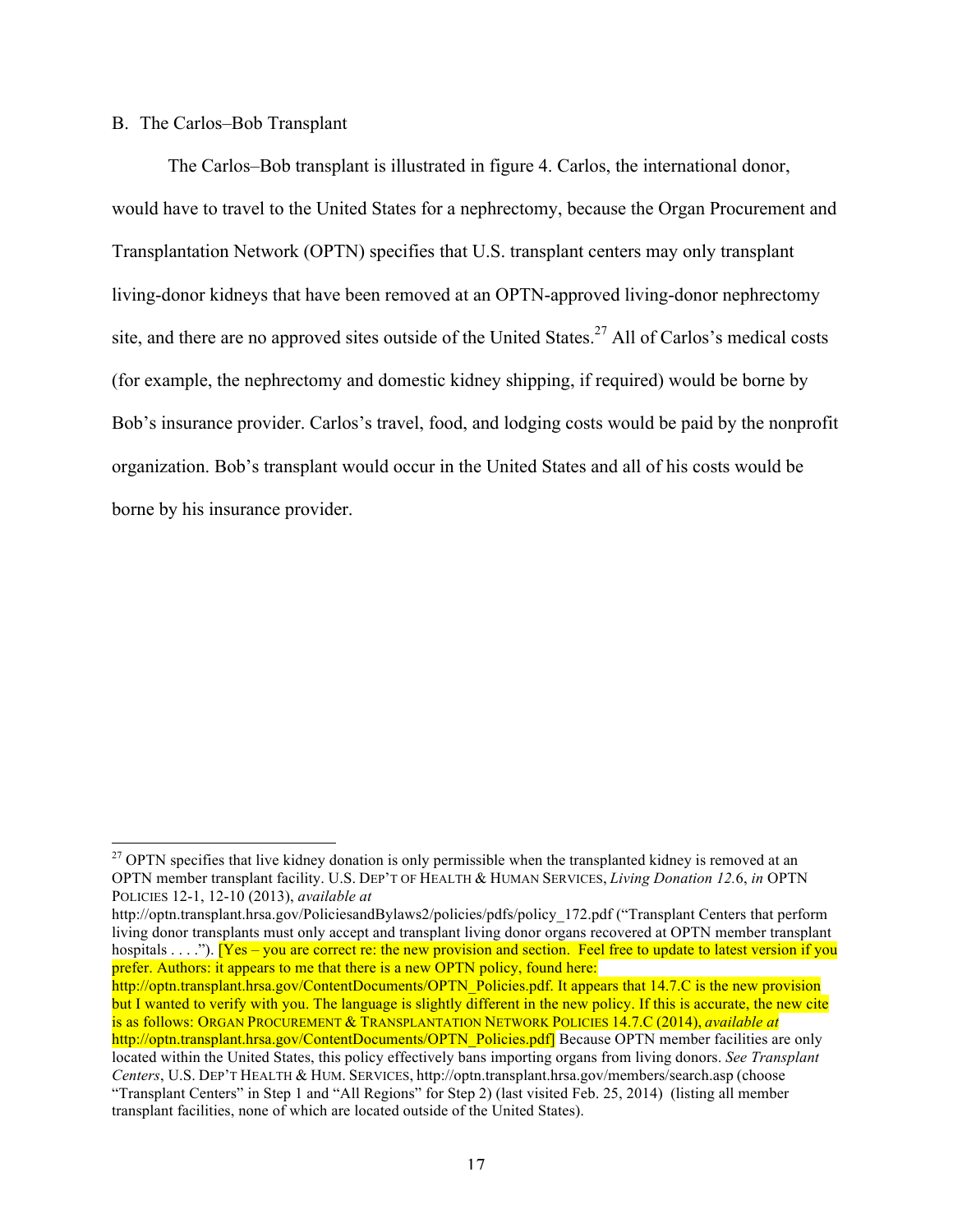B. The Carlos–Bob Transplant

The Carlos–Bob transplant is illustrated in figure 4. Carlos, the international donor, would have to travel to the United States for a nephrectomy, because the Organ Procurement and Transplantation Network (OPTN) specifies that U.S. transplant centers may only transplant living-donor kidneys that have been removed at an OPTN-approved living-donor nephrectomy site, and there are no approved sites outside of the United States.[27] All of Carlos's medical costs (for example, the nephrectomy and domestic kidney shipping, if required) would be borne by Bob's insurance provider. Carlos's travel, food, and lodging costs would be paid by the nonprofit organization. Bob's transplant would occur in the United States and all of his costs would be borne by his insurance provider.

---

[27] OPTN specifies that live kidney donation is only permissible when the transplanted kidney is removed at an OPTN member transplant facility. U.S. DEP'T OF HEALTH & HUMAN SERVICES, *Living Donation 12.*6, *in* OPTN POLICIES 12-1, 12-10 (2013), *available at* http://optn.transplant.hrsa.gov/PoliciesandBylaws2/policies/pdfs/policy_172.pdf ("Transplant Centers that perform living donor transplants must only accept and transplant living donor organs recovered at OPTN member transplant hospitals . . . ."). [Yes – you are correct re: the new provision and section. Feel free to update to latest version if you prefer. Authors: it appears to me that there is a new OPTN policy, found here: http://optn.transplant.hrsa.gov/ContentDocuments/OPTN_Policies.pdf. It appears that 14.7.C is the new provision but I wanted to verify with you. The language is slightly different in the new policy. If this is accurate, the new cite is as follows: ORGAN PROCUREMENT & TRANSPLANTATION NETWORK POLICIES 14.7.C (2014), *available at* http://optn.transplant.hrsa.gov/ContentDocuments/OPTN_Policies.pdf] Because OPTN member facilities are only located within the United States, this policy effectively bans importing organs from living donors. *See Transplant Centers*, U.S. DEP'T HEALTH & HUM. SERVICES, http://optn.transplant.hrsa.gov/members/search.asp (choose "Transplant Centers" in Step 1 and "All Regions" for Step 2) (last visited Feb. 25, 2014) (listing all member transplant facilities, none of which are located outside of the United States).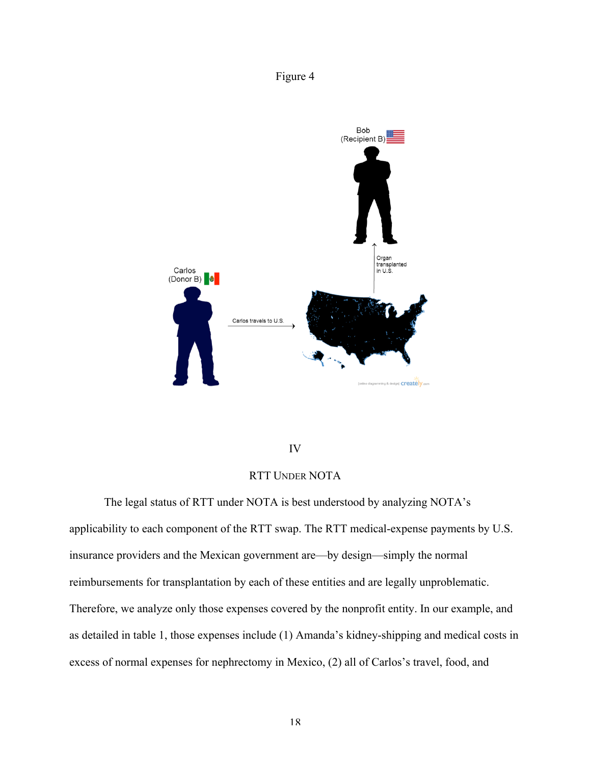Figure 4

Bob (Recipient B)

Organ transplanted in U.S.

Carlos (Donor B)

Carlos travels to U.S.

## IV

## RTT UNDER NOTA

The legal status of RTT under NOTA is best understood by analyzing NOTA's applicability to each component of the RTT swap. The RTT medical-expense payments by U.S. insurance providers and the Mexican government are—by design—simply the normal reimbursements for transplantation by each of these entities and are legally unproblematic. Therefore, we analyze only those expenses covered by the nonprofit entity. In our example, and as detailed in table 1, those expenses include (1) Amanda's kidney-shipping and medical costs in excess of normal expenses for nephrectomy in Mexico, (2) all of Carlos's travel, food, and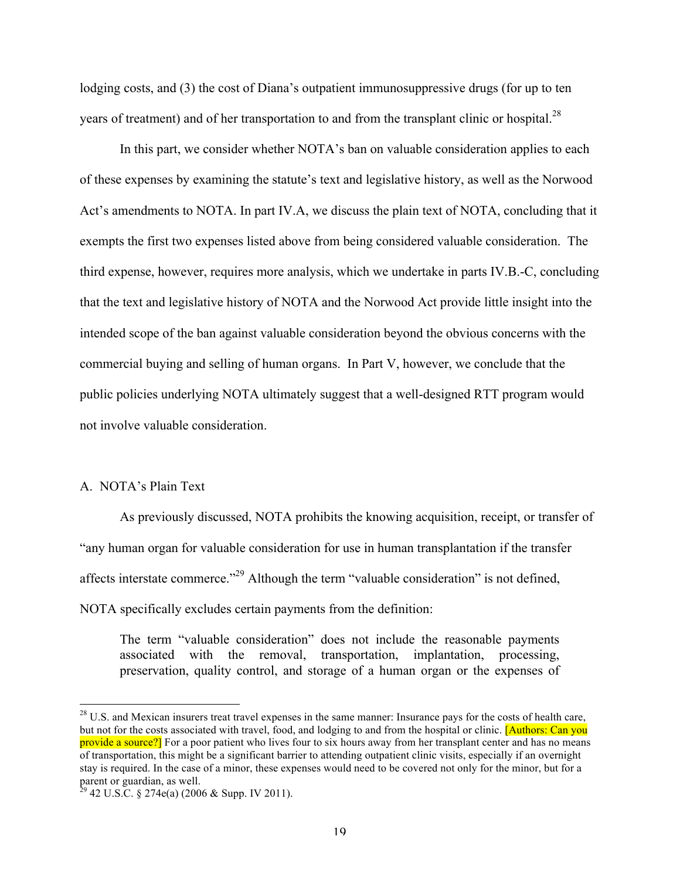lodging costs, and (3) the cost of Diana's outpatient immunosuppressive drugs (for up to ten years of treatment) and of her transportation to and from the transplant clinic or hospital.[28]

In this part, we consider whether NOTA's ban on valuable consideration applies to each of these expenses by examining the statute's text and legislative history, as well as the Norwood Act's amendments to NOTA. In part IV.A, we discuss the plain text of NOTA, concluding that it exempts the first two expenses listed above from being considered valuable consideration. The third expense, however, requires more analysis, which we undertake in parts IV.B.-C, concluding that the text and legislative history of NOTA and the Norwood Act provide little insight into the intended scope of the ban against valuable consideration beyond the obvious concerns with the commercial buying and selling of human organs. In Part V, however, we conclude that the public policies underlying NOTA ultimately suggest that a well-designed RTT program would not involve valuable consideration.

## A. NOTA's Plain Text

As previously discussed, NOTA prohibits the knowing acquisition, receipt, or transfer of "any human organ for valuable consideration for use in human transplantation if the transfer affects interstate commerce."[29] Although the term "valuable consideration" is not defined, NOTA specifically excludes certain payments from the definition:

> The term "valuable consideration" does not include the reasonable payments associated with the removal, transportation, implantation, processing, preservation, quality control, and storage of a human organ or the expenses of

---

[28] U.S. and Mexican insurers treat travel expenses in the same manner: Insurance pays for the costs of health care, but not for the costs associated with travel, food, and lodging to and from the hospital or clinic. [Authors: Can you provide a source?] For a poor patient who lives four to six hours away from her transplant center and has no means of transportation, this might be a significant barrier to attending outpatient clinic visits, especially if an overnight stay is required. In the case of a minor, these expenses would need to be covered not only for the minor, but for a parent or guardian, as well.

[29] 42 U.S.C. § 274e(a) (2006 & Supp. IV 2011).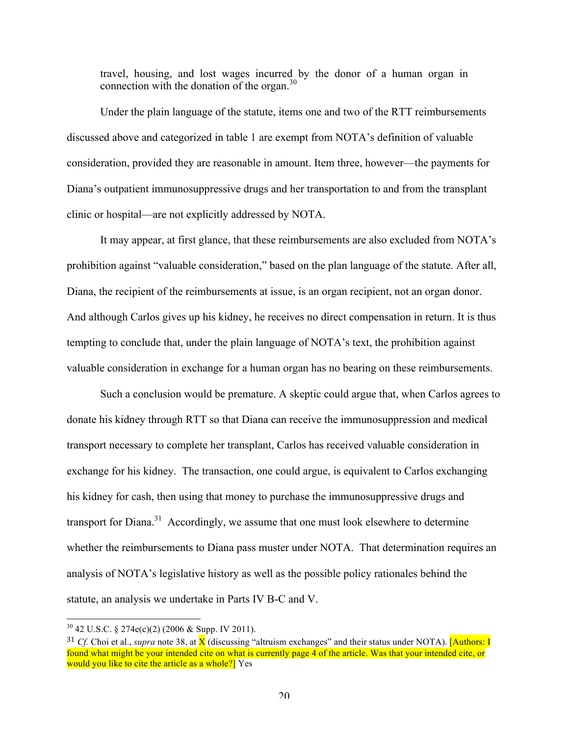travel, housing, and lost wages incurred by the donor of a human organ in connection with the donation of the organ.[30]

Under the plain language of the statute, items one and two of the RTT reimbursements discussed above and categorized in table 1 are exempt from NOTA's definition of valuable consideration, provided they are reasonable in amount. Item three, however—the payments for Diana's outpatient immunosuppressive drugs and her transportation to and from the transplant clinic or hospital—are not explicitly addressed by NOTA.

It may appear, at first glance, that these reimbursements are also excluded from NOTA's prohibition against "valuable consideration," based on the plan language of the statute. After all, Diana, the recipient of the reimbursements at issue, is an organ recipient, not an organ donor. And although Carlos gives up his kidney, he receives no direct compensation in return. It is thus tempting to conclude that, under the plain language of NOTA's text, the prohibition against valuable consideration in exchange for a human organ has no bearing on these reimbursements.

Such a conclusion would be premature. A skeptic could argue that, when Carlos agrees to donate his kidney through RTT so that Diana can receive the immunosuppression and medical transport necessary to complete her transplant, Carlos has received valuable consideration in exchange for his kidney. The transaction, one could argue, is equivalent to Carlos exchanging his kidney for cash, then using that money to purchase the immunosuppressive drugs and transport for Diana.[31] Accordingly, we assume that one must look elsewhere to determine whether the reimbursements to Diana pass muster under NOTA. That determination requires an analysis of NOTA's legislative history as well as the possible policy rationales behind the statute, an analysis we undertake in Parts IV B-C and V.

---

[30] 42 U.S.C. § 274e(c)(2) (2006 & Supp. IV 2011).

[31] *Cf.* Choi et al., *supra* note 38, at X (discussing "altruism exchanges" and their status under NOTA). [Authors: I found what might be your intended cite on what is currently page 4 of the article. Was that your intended cite, or would you like to cite the article as a whole?] Yes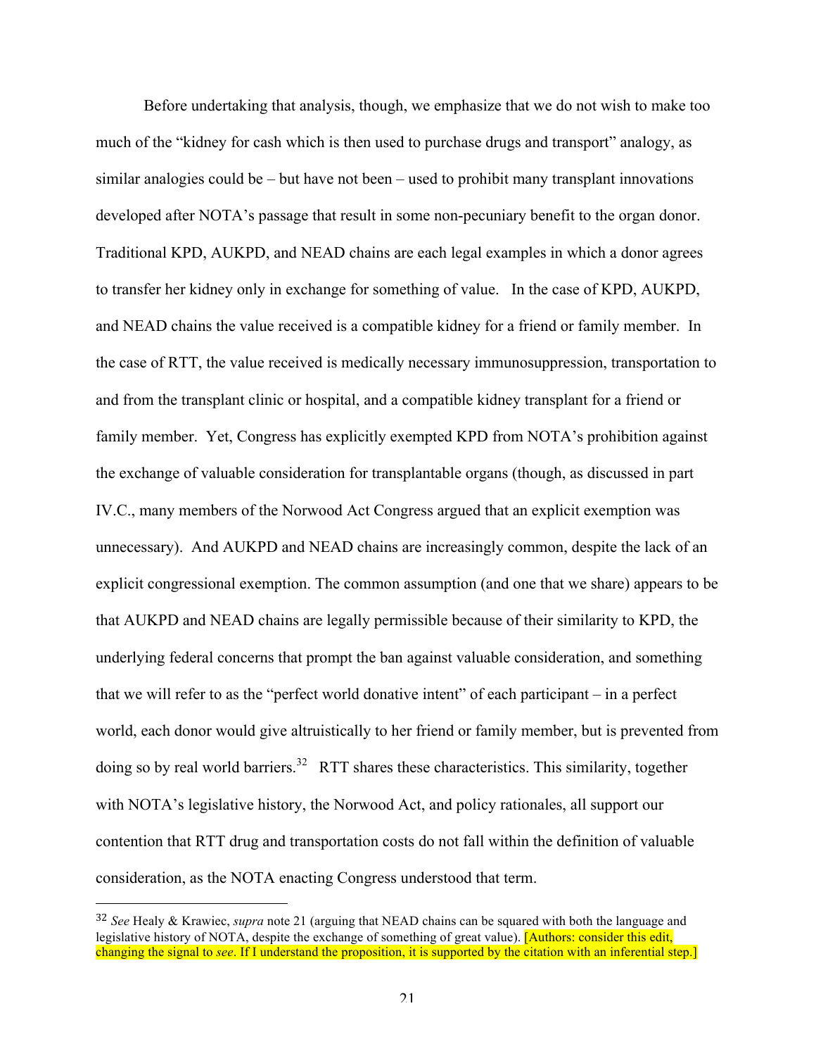Before undertaking that analysis, though, we emphasize that we do not wish to make too much of the "kidney for cash which is then used to purchase drugs and transport" analogy, as similar analogies could be – but have not been – used to prohibit many transplant innovations developed after NOTA's passage that result in some non-pecuniary benefit to the organ donor. Traditional KPD, AUKPD, and NEAD chains are each legal examples in which a donor agrees to transfer her kidney only in exchange for something of value. In the case of KPD, AUKPD, and NEAD chains the value received is a compatible kidney for a friend or family member. In the case of RTT, the value received is medically necessary immunosuppression, transportation to and from the transplant clinic or hospital, and a compatible kidney transplant for a friend or family member. Yet, Congress has explicitly exempted KPD from NOTA's prohibition against the exchange of valuable consideration for transplantable organs (though, as discussed in part IV.C., many members of the Norwood Act Congress argued that an explicit exemption was unnecessary). And AUKPD and NEAD chains are increasingly common, despite the lack of an explicit congressional exemption. The common assumption (and one that we share) appears to be that AUKPD and NEAD chains are legally permissible because of their similarity to KPD, the underlying federal concerns that prompt the ban against valuable consideration, and something that we will refer to as the "perfect world donative intent" of each participant – in a perfect world, each donor would give altruistically to her friend or family member, but is prevented from doing so by real world barriers.[32] RTT shares these characteristics. This similarity, together with NOTA's legislative history, the Norwood Act, and policy rationales, all support our contention that RTT drug and transportation costs do not fall within the definition of valuable consideration, as the NOTA enacting Congress understood that term.

---

[32] *See* Healy & Krawiec, *supra* note 21 (arguing that NEAD chains can be squared with both the language and legislative history of NOTA, despite the exchange of something of great value). [Authors: consider this edit, changing the signal to *see*. If I understand the proposition, it is supported by the citation with an inferential step.]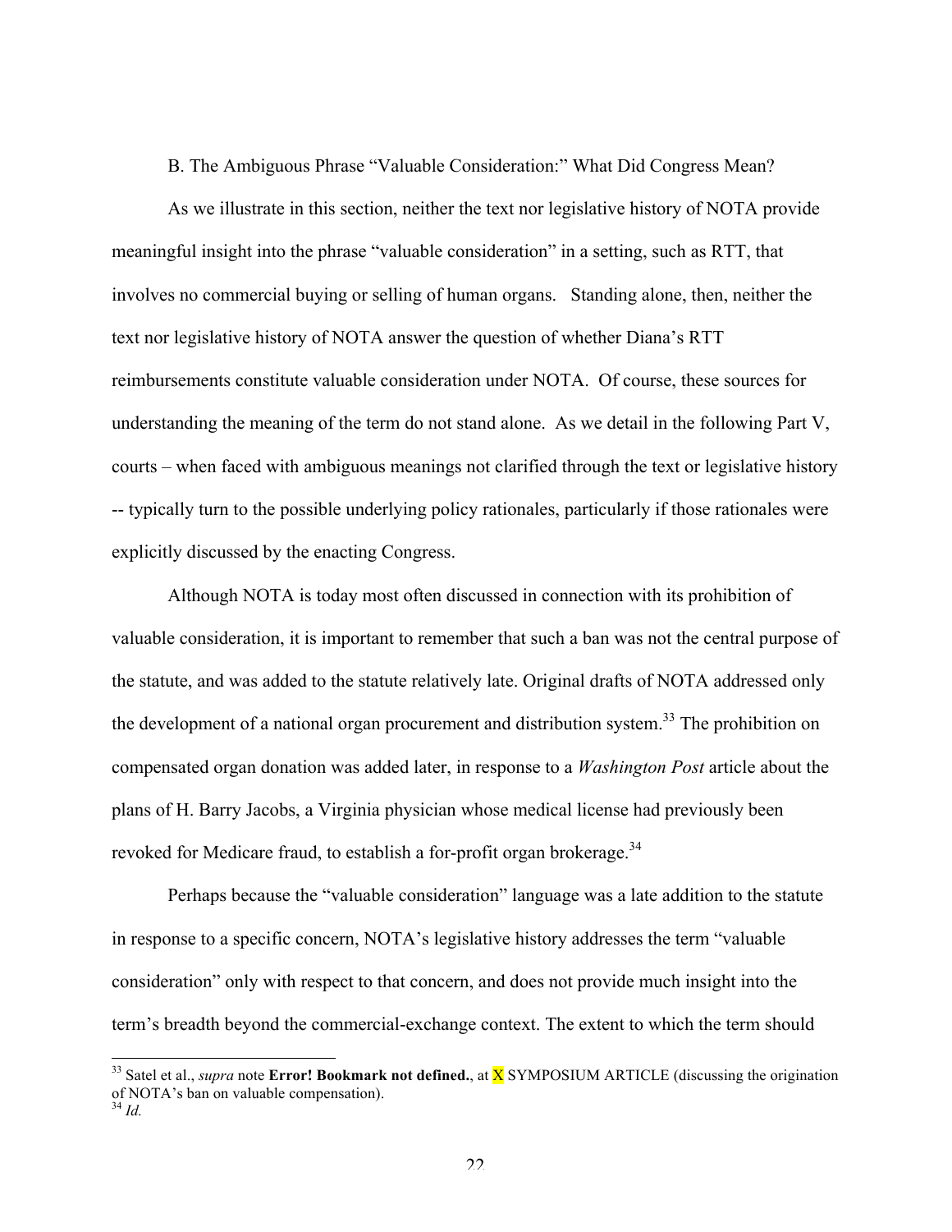### B. The Ambiguous Phrase "Valuable Consideration:" What Did Congress Mean?

As we illustrate in this section, neither the text nor legislative history of NOTA provide meaningful insight into the phrase "valuable consideration" in a setting, such as RTT, that involves no commercial buying or selling of human organs. Standing alone, then, neither the text nor legislative history of NOTA answer the question of whether Diana's RTT reimbursements constitute valuable consideration under NOTA. Of course, these sources for understanding the meaning of the term do not stand alone. As we detail in the following Part V, courts – when faced with ambiguous meanings not clarified through the text or legislative history -- typically turn to the possible underlying policy rationales, particularly if those rationales were explicitly discussed by the enacting Congress.

Although NOTA is today most often discussed in connection with its prohibition of valuable consideration, it is important to remember that such a ban was not the central purpose of the statute, and was added to the statute relatively late. Original drafts of NOTA addressed only the development of a national organ procurement and distribution system.[33] The prohibition on compensated organ donation was added later, in response to a *Washington Post* article about the plans of H. Barry Jacobs, a Virginia physician whose medical license had previously been revoked for Medicare fraud, to establish a for-profit organ brokerage.[34]

Perhaps because the "valuable consideration" language was a late addition to the statute in response to a specific concern, NOTA's legislative history addresses the term "valuable consideration" only with respect to that concern, and does not provide much insight into the term's breadth beyond the commercial-exchange context. The extent to which the term should

---

[33] Satel et al., *supra* note **Error! Bookmark not defined.**, at X SYMPOSIUM ARTICLE (discussing the origination of NOTA's ban on valuable compensation).

[34] *Id.*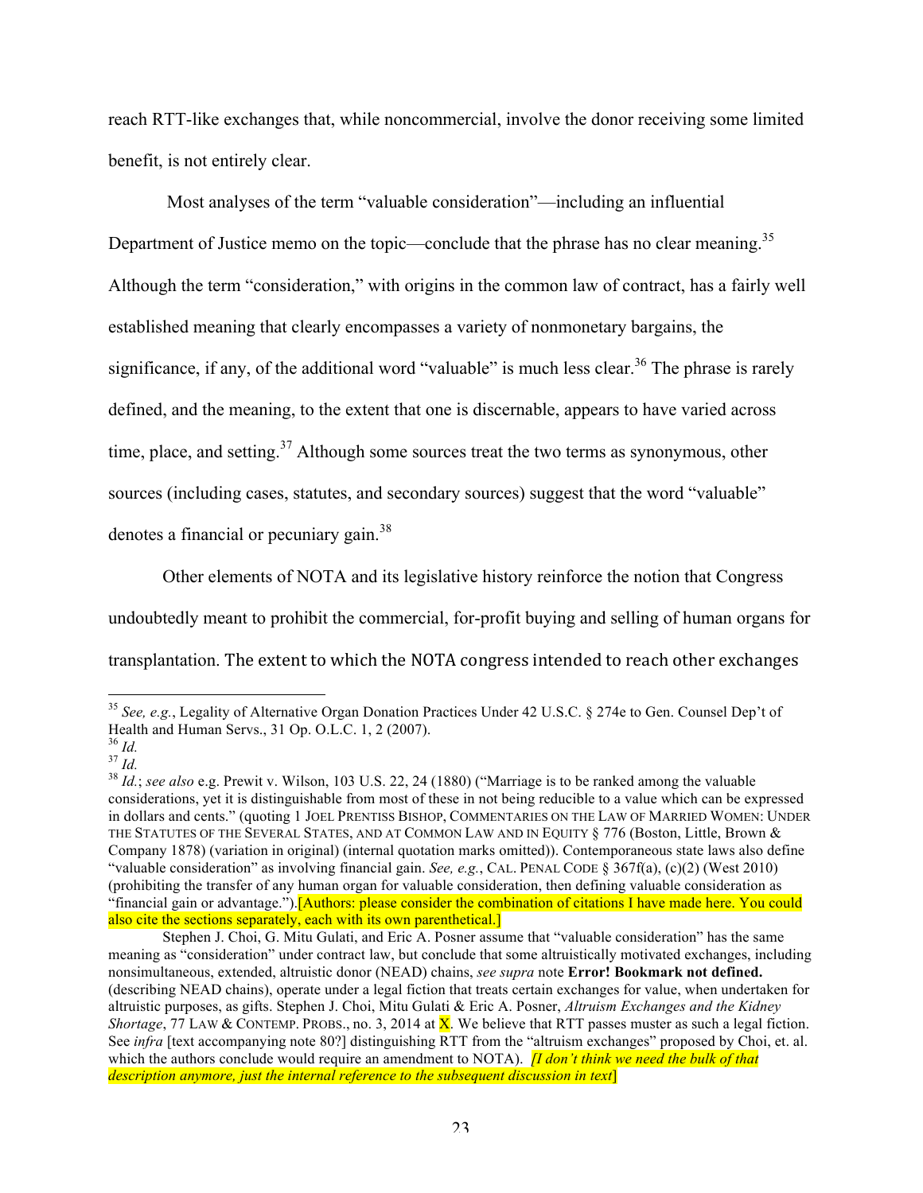reach RTT-like exchanges that, while noncommercial, involve the donor receiving some limited benefit, is not entirely clear.

Most analyses of the term "valuable consideration"—including an influential Department of Justice memo on the topic—conclude that the phrase has no clear meaning.[35] Although the term "consideration," with origins in the common law of contract, has a fairly well established meaning that clearly encompasses a variety of nonmonetary bargains, the significance, if any, of the additional word "valuable" is much less clear.[36] The phrase is rarely defined, and the meaning, to the extent that one is discernable, appears to have varied across time, place, and setting.[37] Although some sources treat the two terms as synonymous, other sources (including cases, statutes, and secondary sources) suggest that the word "valuable" denotes a financial or pecuniary gain.[38]

Other elements of NOTA and its legislative history reinforce the notion that Congress undoubtedly meant to prohibit the commercial, for-profit buying and selling of human organs for transplantation. The extent to which the NOTA congress intended to reach other exchanges

---

[35] *See, e.g.*, Legality of Alternative Organ Donation Practices Under 42 U.S.C. § 274e to Gen. Counsel Dep't of Health and Human Servs., 31 Op. O.L.C. 1, 2 (2007).

[36] *Id.*

[37] *Id.*

[38] *Id.*; *see also* e.g. Prewit v. Wilson, 103 U.S. 22, 24 (1880) ("Marriage is to be ranked among the valuable considerations, yet it is distinguishable from most of these in not being reducible to a value which can be expressed in dollars and cents." (quoting 1 JOEL PRENTISS BISHOP, COMMENTARIES ON THE LAW OF MARRIED WOMEN: UNDER THE STATUTES OF THE SEVERAL STATES, AND AT COMMON LAW AND IN EQUITY § 776 (Boston, Little, Brown & Company 1878) (variation in original) (internal quotation marks omitted)). Contemporaneous state laws also define "valuable consideration" as involving financial gain. *See, e.g.*, CAL. PENAL CODE § 367f(a), (c)(2) (West 2010) (prohibiting the transfer of any human organ for valuable consideration, then defining valuable consideration as "financial gain or advantage."). [Authors: please consider the combination of citations I have made here. You could also cite the sections separately, each with its own parenthetical.]

Stephen J. Choi, G. Mitu Gulati, and Eric A. Posner assume that "valuable consideration" has the same meaning as "consideration" under contract law, but conclude that some altruistically motivated exchanges, including nonsimultaneous, extended, altruistic donor (NEAD) chains, *see supra* note **Error! Bookmark not defined.** (describing NEAD chains), operate under a legal fiction that treats certain exchanges for value, when undertaken for altruistic purposes, as gifts. Stephen J. Choi, Mitu Gulati & Eric A. Posner, *Altruism Exchanges and the Kidney Shortage*, 77 LAW & CONTEMP. PROBS., no. 3, 2014 at X. We believe that RTT passes muster as such a legal fiction. See *infra* [text accompanying note 80?] distinguishing RTT from the "altruism exchanges" proposed by Choi, et. al. which the authors conclude would require an amendment to NOTA). *[I don't think we need the bulk of that description anymore, just the internal reference to the subsequent discussion in text*]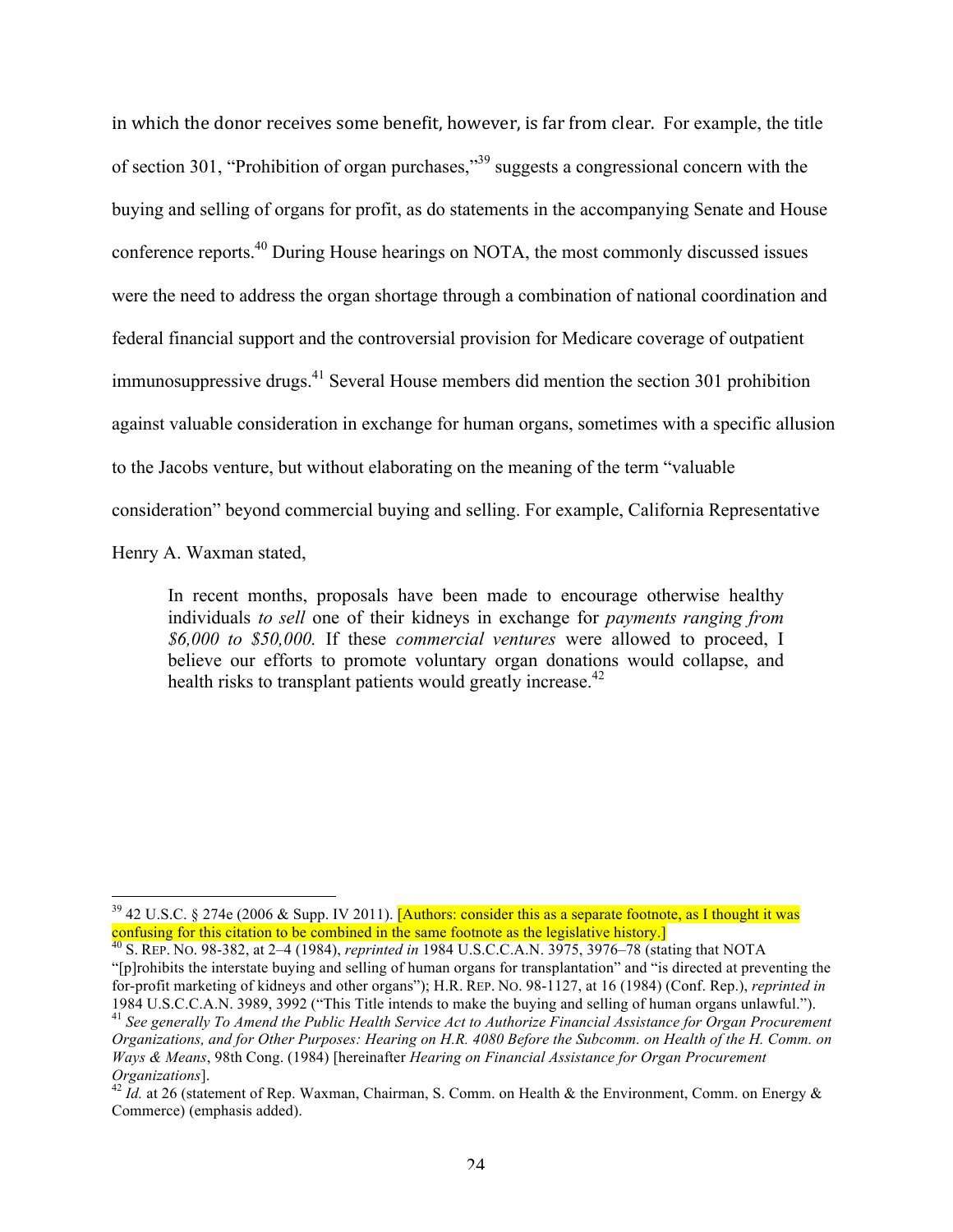in which the donor receives some benefit, however, is far from clear. For example, the title of section 301, "Prohibition of organ purchases,"[39] suggests a congressional concern with the buying and selling of organs for profit, as do statements in the accompanying Senate and House conference reports.[40] During House hearings on NOTA, the most commonly discussed issues were the need to address the organ shortage through a combination of national coordination and federal financial support and the controversial provision for Medicare coverage of outpatient immunosuppressive drugs.[41] Several House members did mention the section 301 prohibition against valuable consideration in exchange for human organs, sometimes with a specific allusion to the Jacobs venture, but without elaborating on the meaning of the term "valuable consideration" beyond commercial buying and selling. For example, California Representative Henry A. Waxman stated,

> In recent months, proposals have been made to encourage otherwise healthy individuals *to sell* one of their kidneys in exchange for *payments ranging from $6,000 to $50,000.* If these *commercial ventures* were allowed to proceed, I believe our efforts to promote voluntary organ donations would collapse, and health risks to transplant patients would greatly increase.[42]

---

[39] 42 U.S.C. § 274e (2006 & Supp. IV 2011). [Authors: consider this as a separate footnote, as I thought it was confusing for this citation to be combined in the same footnote as the legislative history.]

[40] S. REP. NO. 98-382, at 2–4 (1984), *reprinted in* 1984 U.S.C.C.A.N. 3975, 3976–78 (stating that NOTA "[p]rohibits the interstate buying and selling of human organs for transplantation" and "is directed at preventing the for-profit marketing of kidneys and other organs"); H.R. REP. NO. 98-1127, at 16 (1984) (Conf. Rep.), *reprinted in* 1984 U.S.C.C.A.N. 3989, 3992 ("This Title intends to make the buying and selling of human organs unlawful.").

[41] *See generally To Amend the Public Health Service Act to Authorize Financial Assistance for Organ Procurement Organizations, and for Other Purposes: Hearing on H.R. 4080 Before the Subcomm. on Health of the H. Comm. on Ways & Means*, 98th Cong. (1984) [hereinafter *Hearing on Financial Assistance for Organ Procurement Organizations*].

[42] *Id.* at 26 (statement of Rep. Waxman, Chairman, S. Comm. on Health & the Environment, Comm. on Energy & Commerce) (emphasis added).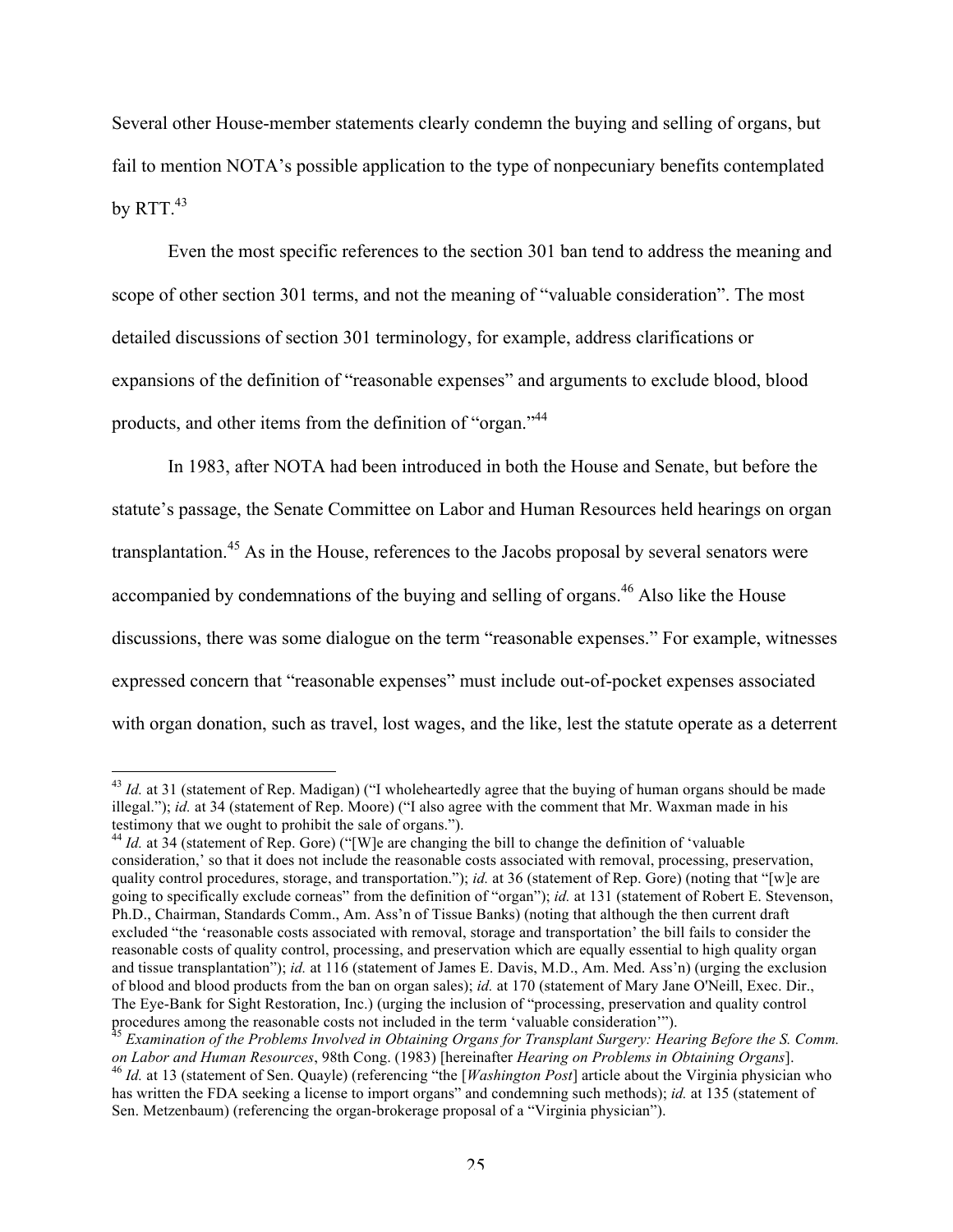Several other House-member statements clearly condemn the buying and selling of organs, but fail to mention NOTA's possible application to the type of nonpecuniary benefits contemplated by RTT.[43]

Even the most specific references to the section 301 ban tend to address the meaning and scope of other section 301 terms, and not the meaning of "valuable consideration". The most detailed discussions of section 301 terminology, for example, address clarifications or expansions of the definition of "reasonable expenses" and arguments to exclude blood, blood products, and other items from the definition of "organ."[44]

In 1983, after NOTA had been introduced in both the House and Senate, but before the statute's passage, the Senate Committee on Labor and Human Resources held hearings on organ transplantation.[45] As in the House, references to the Jacobs proposal by several senators were accompanied by condemnations of the buying and selling of organs.[46] Also like the House discussions, there was some dialogue on the term "reasonable expenses." For example, witnesses expressed concern that "reasonable expenses" must include out-of-pocket expenses associated with organ donation, such as travel, lost wages, and the like, lest the statute operate as a deterrent

---

[43] *Id.* at 31 (statement of Rep. Madigan) ("I wholeheartedly agree that the buying of human organs should be made illegal."); *id.* at 34 (statement of Rep. Moore) ("I also agree with the comment that Mr. Waxman made in his testimony that we ought to prohibit the sale of organs.").

[44] *Id.* at 34 (statement of Rep. Gore) ("[W]e are changing the bill to change the definition of 'valuable consideration,' so that it does not include the reasonable costs associated with removal, processing, preservation, quality control procedures, storage, and transportation."); *id.* at 36 (statement of Rep. Gore) (noting that "[w]e are going to specifically exclude corneas" from the definition of "organ"); *id.* at 131 (statement of Robert E. Stevenson, Ph.D., Chairman, Standards Comm., Am. Ass'n of Tissue Banks) (noting that although the then current draft excluded "the 'reasonable costs associated with removal, storage and transportation' the bill fails to consider the reasonable costs of quality control, processing, and preservation which are equally essential to high quality organ and tissue transplantation"); *id.* at 116 (statement of James E. Davis, M.D., Am. Med. Ass'n) (urging the exclusion of blood and blood products from the ban on organ sales); *id.* at 170 (statement of Mary Jane O'Neill, Exec. Dir., The Eye-Bank for Sight Restoration, Inc.) (urging the inclusion of "processing, preservation and quality control procedures among the reasonable costs not included in the term 'valuable consideration'").

[45] *Examination of the Problems Involved in Obtaining Organs for Transplant Surgery: Hearing Before the S. Comm. on Labor and Human Resources*, 98th Cong. (1983) [hereinafter *Hearing on Problems in Obtaining Organs*].

[46] *Id.* at 13 (statement of Sen. Quayle) (referencing "the [*Washington Post*] article about the Virginia physician who has written the FDA seeking a license to import organs" and condemning such methods); *id.* at 135 (statement of Sen. Metzenbaum) (referencing the organ-brokerage proposal of a "Virginia physician").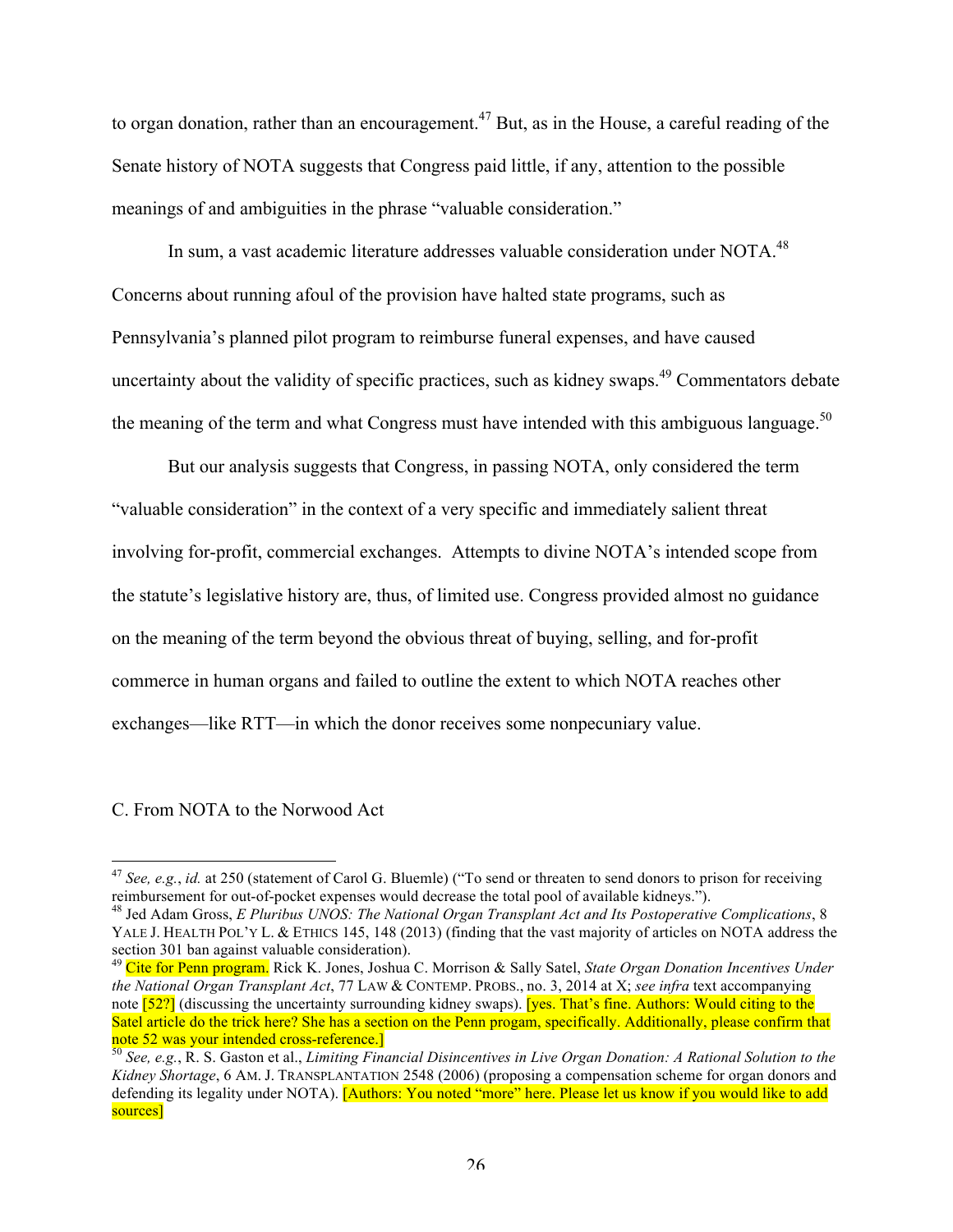to organ donation, rather than an encouragement.[47] But, as in the House, a careful reading of the Senate history of NOTA suggests that Congress paid little, if any, attention to the possible meanings of and ambiguities in the phrase "valuable consideration."

In sum, a vast academic literature addresses valuable consideration under NOTA.[48] Concerns about running afoul of the provision have halted state programs, such as Pennsylvania's planned pilot program to reimburse funeral expenses, and have caused uncertainty about the validity of specific practices, such as kidney swaps.[49] Commentators debate the meaning of the term and what Congress must have intended with this ambiguous language.[50]

But our analysis suggests that Congress, in passing NOTA, only considered the term "valuable consideration" in the context of a very specific and immediately salient threat involving for-profit, commercial exchanges. Attempts to divine NOTA's intended scope from the statute's legislative history are, thus, of limited use. Congress provided almost no guidance on the meaning of the term beyond the obvious threat of buying, selling, and for-profit commerce in human organs and failed to outline the extent to which NOTA reaches other exchanges—like RTT—in which the donor receives some nonpecuniary value.

C. From NOTA to the Norwood Act

---

[47] *See, e.g.*, *id.* at 250 (statement of Carol G. Bluemle) ("To send or threaten to send donors to prison for receiving reimbursement for out-of-pocket expenses would decrease the total pool of available kidneys.").

[48] Jed Adam Gross, *E Pluribus UNOS: The National Organ Transplant Act and Its Postoperative Complications*, 8 YALE J. HEALTH POL'Y L. & ETHICS 145, 148 (2013) (finding that the vast majority of articles on NOTA address the section 301 ban against valuable consideration).

[49] Cite for Penn program. Rick K. Jones, Joshua C. Morrison & Sally Satel, *State Organ Donation Incentives Under the National Organ Transplant Act*, 77 LAW & CONTEMP. PROBS., no. 3, 2014 at X; *see infra* text accompanying note [52?] (discussing the uncertainty surrounding kidney swaps). [yes. That's fine. Authors: Would citing to the Satel article do the trick here? She has a section on the Penn progam, specifically. Additionally, please confirm that note 52 was your intended cross-reference.]

[50] *See, e.g.*, R. S. Gaston et al., *Limiting Financial Disincentives in Live Organ Donation: A Rational Solution to the Kidney Shortage*, 6 AM. J. TRANSPLANTATION 2548 (2006) (proposing a compensation scheme for organ donors and defending its legality under NOTA). [Authors: You noted "more" here. Please let us know if you would like to add sources]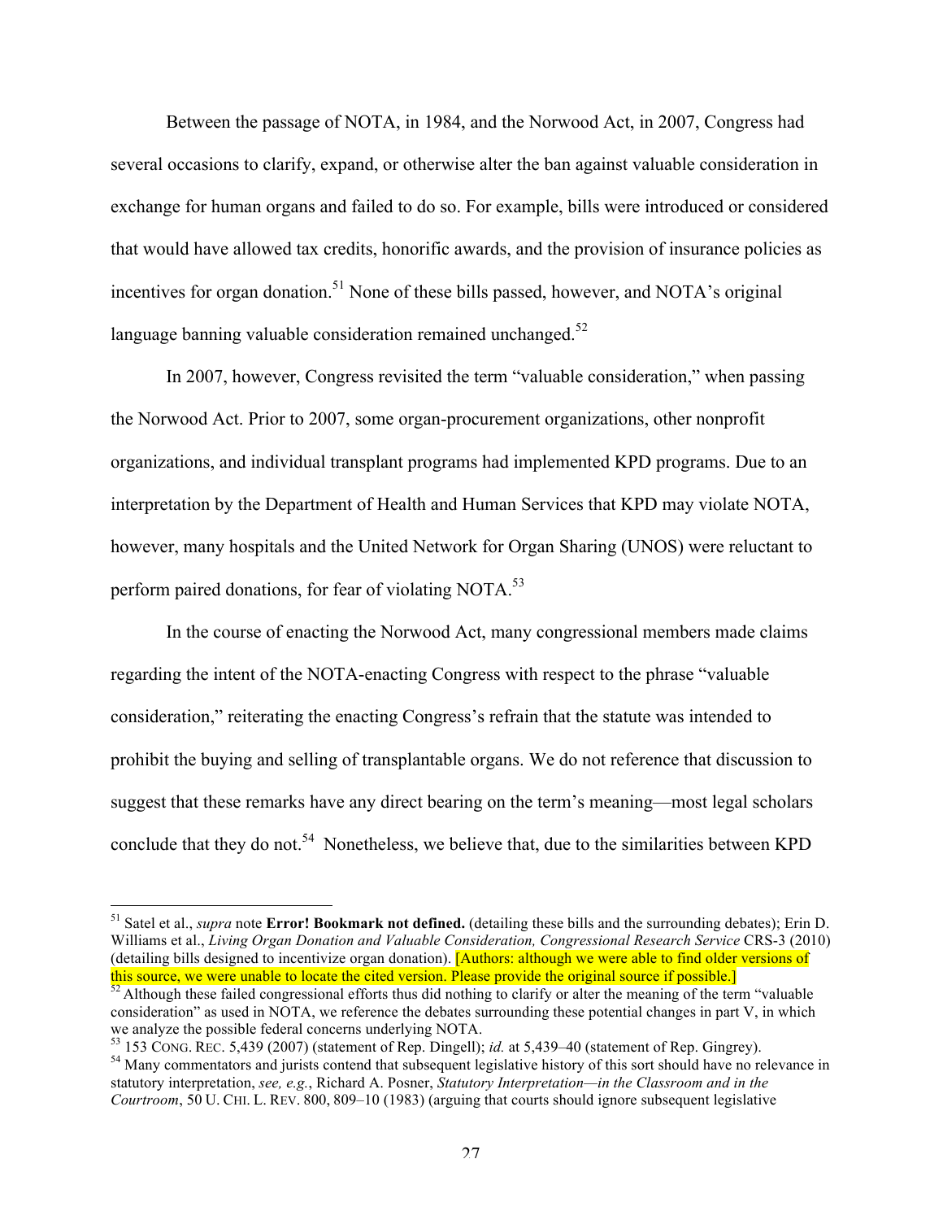Between the passage of NOTA, in 1984, and the Norwood Act, in 2007, Congress had several occasions to clarify, expand, or otherwise alter the ban against valuable consideration in exchange for human organs and failed to do so. For example, bills were introduced or considered that would have allowed tax credits, honorific awards, and the provision of insurance policies as incentives for organ donation.[51] None of these bills passed, however, and NOTA's original language banning valuable consideration remained unchanged.[52]

In 2007, however, Congress revisited the term "valuable consideration," when passing the Norwood Act. Prior to 2007, some organ-procurement organizations, other nonprofit organizations, and individual transplant programs had implemented KPD programs. Due to an interpretation by the Department of Health and Human Services that KPD may violate NOTA, however, many hospitals and the United Network for Organ Sharing (UNOS) were reluctant to perform paired donations, for fear of violating NOTA.[53]

In the course of enacting the Norwood Act, many congressional members made claims regarding the intent of the NOTA-enacting Congress with respect to the phrase "valuable consideration," reiterating the enacting Congress's refrain that the statute was intended to prohibit the buying and selling of transplantable organs. We do not reference that discussion to suggest that these remarks have any direct bearing on the term's meaning—most legal scholars conclude that they do not.[54] Nonetheless, we believe that, due to the similarities between KPD

---

[51] Satel et al., *supra* note **Error! Bookmark not defined.** (detailing these bills and the surrounding debates); Erin D. Williams et al., *Living Organ Donation and Valuable Consideration, Congressional Research Service* CRS-3 (2010) (detailing bills designed to incentivize organ donation). [Authors: although we were able to find older versions of this source, we were unable to locate the cited version. Please provide the original source if possible.]

[52] Although these failed congressional efforts thus did nothing to clarify or alter the meaning of the term "valuable consideration" as used in NOTA, we reference the debates surrounding these potential changes in part V, in which we analyze the possible federal concerns underlying NOTA.

[53] 153 CONG. REC. 5,439 (2007) (statement of Rep. Dingell); *id.* at 5,439–40 (statement of Rep. Gingrey).

[54] Many commentators and jurists contend that subsequent legislative history of this sort should have no relevance in statutory interpretation, *see, e.g.*, Richard A. Posner, *Statutory Interpretation—in the Classroom and in the Courtroom*, 50 U. CHI. L. REV. 800, 809–10 (1983) (arguing that courts should ignore subsequent legislative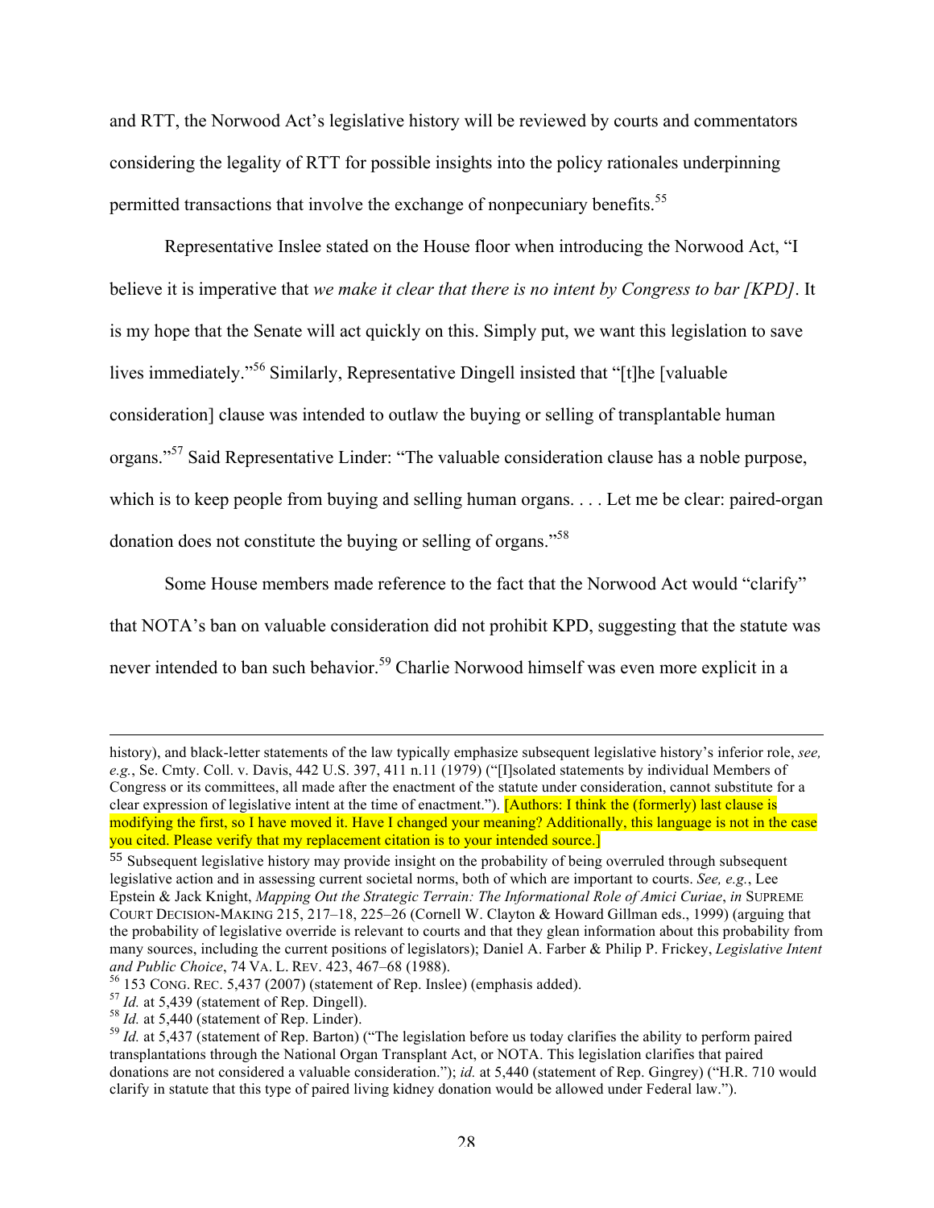and RTT, the Norwood Act's legislative history will be reviewed by courts and commentators considering the legality of RTT for possible insights into the policy rationales underpinning permitted transactions that involve the exchange of nonpecuniary benefits.[55]

Representative Inslee stated on the House floor when introducing the Norwood Act, "I believe it is imperative that *we make it clear that there is no intent by Congress to bar [KPD]*. It is my hope that the Senate will act quickly on this. Simply put, we want this legislation to save lives immediately."[56] Similarly, Representative Dingell insisted that "[t]he [valuable consideration] clause was intended to outlaw the buying or selling of transplantable human organs."[57] Said Representative Linder: "The valuable consideration clause has a noble purpose, which is to keep people from buying and selling human organs. . . . Let me be clear: paired-organ donation does not constitute the buying or selling of organs."[58]

Some House members made reference to the fact that the Norwood Act would "clarify" that NOTA's ban on valuable consideration did not prohibit KPD, suggesting that the statute was never intended to ban such behavior.[59] Charlie Norwood himself was even more explicit in a

---

history), and black-letter statements of the law typically emphasize subsequent legislative history's inferior role, *see, e.g.*, Se. Cmty. Coll. v. Davis, 442 U.S. 397, 411 n.11 (1979) ("[I]solated statements by individual Members of Congress or its committees, all made after the enactment of the statute under consideration, cannot substitute for a clear expression of legislative intent at the time of enactment."). [Authors: I think the (formerly) last clause is modifying the first, so I have moved it. Have I changed your meaning? Additionally, this language is not in the case you cited. Please verify that my replacement citation is to your intended source.]

[55] Subsequent legislative history may provide insight on the probability of being overruled through subsequent legislative action and in assessing current societal norms, both of which are important to courts. *See, e.g.*, Lee Epstein & Jack Knight, *Mapping Out the Strategic Terrain: The Informational Role of Amici Curiae*, *in* SUPREME COURT DECISION-MAKING 215, 217–18, 225–26 (Cornell W. Clayton & Howard Gillman eds., 1999) (arguing that the probability of legislative override is relevant to courts and that they glean information about this probability from many sources, including the current positions of legislators); Daniel A. Farber & Philip P. Frickey, *Legislative Intent and Public Choice*, 74 VA. L. REV. 423, 467–68 (1988).

[56] 153 CONG. REC. 5,437 (2007) (statement of Rep. Inslee) (emphasis added).

[57] *Id.* at 5,439 (statement of Rep. Dingell).

[58] *Id.* at 5,440 (statement of Rep. Linder).

[59] *Id.* at 5,437 (statement of Rep. Barton) ("The legislation before us today clarifies the ability to perform paired transplantations through the National Organ Transplant Act, or NOTA. This legislation clarifies that paired donations are not considered a valuable consideration."); *id.* at 5,440 (statement of Rep. Gingrey) ("H.R. 710 would clarify in statute that this type of paired living kidney donation would be allowed under Federal law.").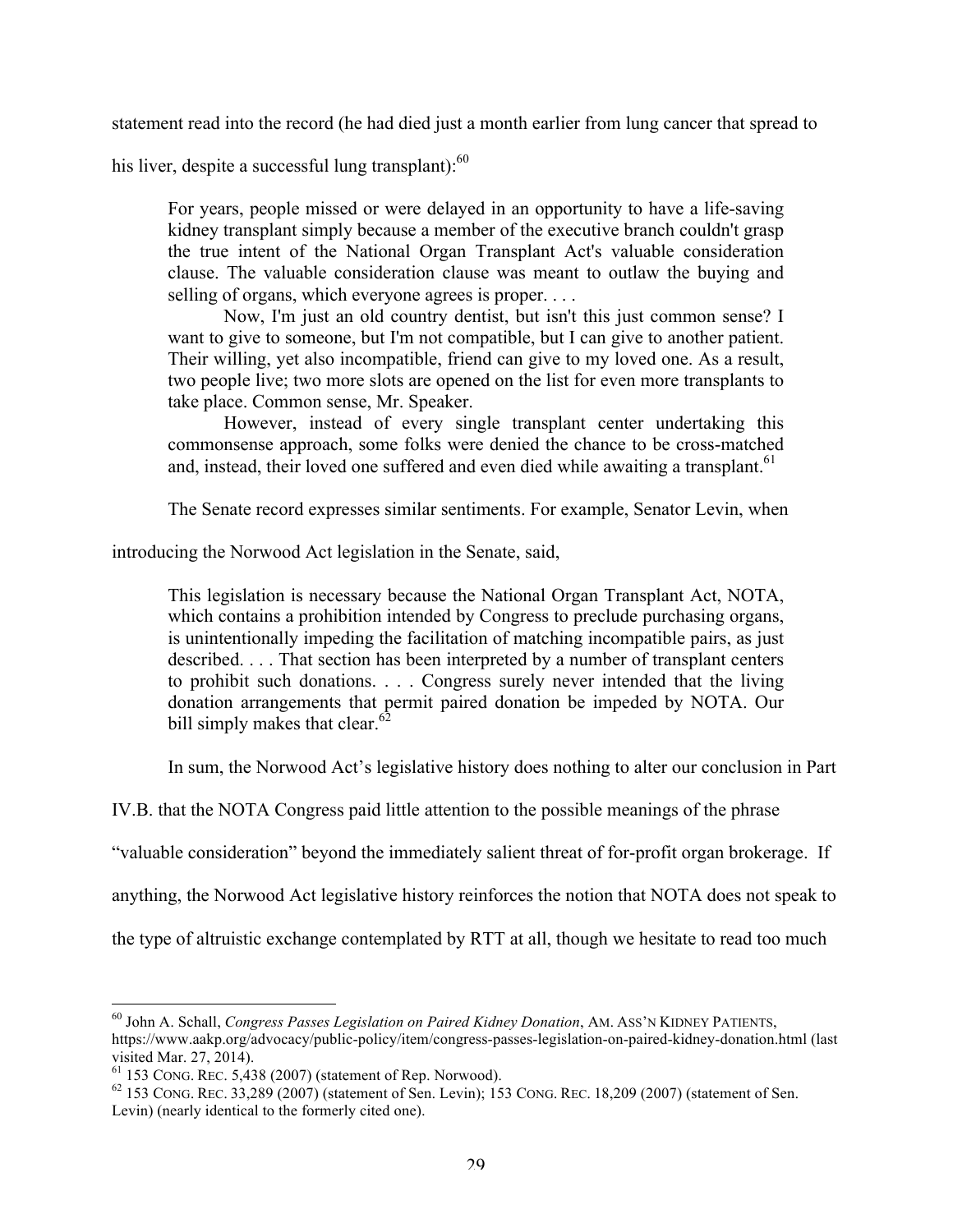statement read into the record (he had died just a month earlier from lung cancer that spread to his liver, despite a successful lung transplant):[60]

> For years, people missed or were delayed in an opportunity to have a life-saving kidney transplant simply because a member of the executive branch couldn't grasp the true intent of the National Organ Transplant Act's valuable consideration clause. The valuable consideration clause was meant to outlaw the buying and selling of organs, which everyone agrees is proper. . . .
>
> Now, I'm just an old country dentist, but isn't this just common sense? I want to give to someone, but I'm not compatible, but I can give to another patient. Their willing, yet also incompatible, friend can give to my loved one. As a result, two people live; two more slots are opened on the list for even more transplants to take place. Common sense, Mr. Speaker.
>
> However, instead of every single transplant center undertaking this commonsense approach, some folks were denied the chance to be cross-matched and, instead, their loved one suffered and even died while awaiting a transplant.[61]

The Senate record expresses similar sentiments. For example, Senator Levin, when introducing the Norwood Act legislation in the Senate, said,

> This legislation is necessary because the National Organ Transplant Act, NOTA, which contains a prohibition intended by Congress to preclude purchasing organs, is unintentionally impeding the facilitation of matching incompatible pairs, as just described. . . . That section has been interpreted by a number of transplant centers to prohibit such donations. . . . Congress surely never intended that the living donation arrangements that permit paired donation be impeded by NOTA. Our bill simply makes that clear.[62]

In sum, the Norwood Act's legislative history does nothing to alter our conclusion in Part IV.B. that the NOTA Congress paid little attention to the possible meanings of the phrase "valuable consideration" beyond the immediately salient threat of for-profit organ brokerage. If anything, the Norwood Act legislative history reinforces the notion that NOTA does not speak to the type of altruistic exchange contemplated by RTT at all, though we hesitate to read too much

---

[60] John A. Schall, *Congress Passes Legislation on Paired Kidney Donation*, AM. ASS'N KIDNEY PATIENTS, https://www.aakp.org/advocacy/public-policy/item/congress-passes-legislation-on-paired-kidney-donation.html (last visited Mar. 27, 2014).

[61] 153 CONG. REC. 5,438 (2007) (statement of Rep. Norwood).

[62] 153 CONG. REC. 33,289 (2007) (statement of Sen. Levin); 153 CONG. REC. 18,209 (2007) (statement of Sen. Levin) (nearly identical to the formerly cited one).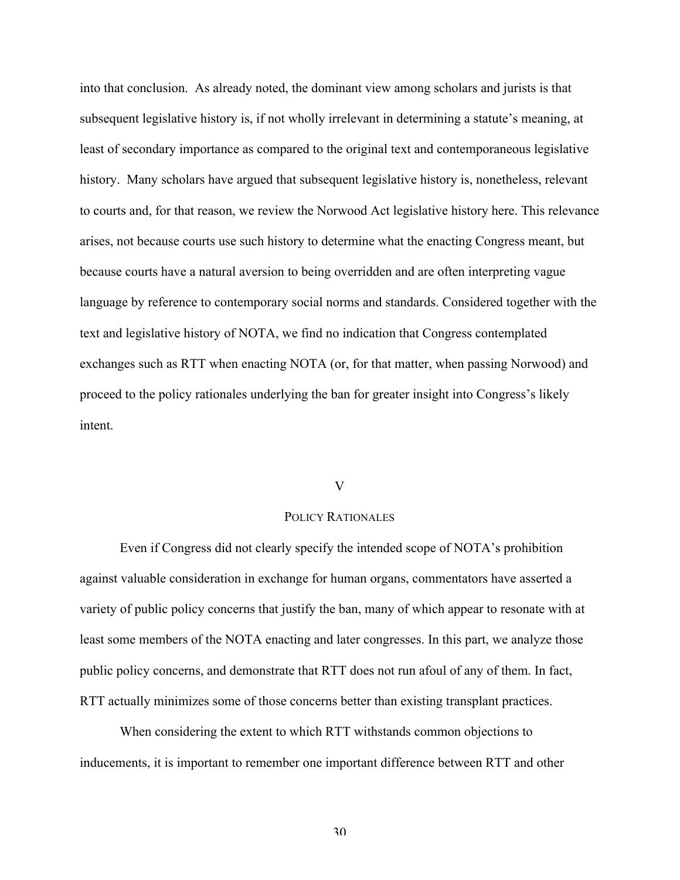into that conclusion. As already noted, the dominant view among scholars and jurists is that subsequent legislative history is, if not wholly irrelevant in determining a statute's meaning, at least of secondary importance as compared to the original text and contemporaneous legislative history. Many scholars have argued that subsequent legislative history is, nonetheless, relevant to courts and, for that reason, we review the Norwood Act legislative history here. This relevance arises, not because courts use such history to determine what the enacting Congress meant, but because courts have a natural aversion to being overridden and are often interpreting vague language by reference to contemporary social norms and standards. Considered together with the text and legislative history of NOTA, we find no indication that Congress contemplated exchanges such as RTT when enacting NOTA (or, for that matter, when passing Norwood) and proceed to the policy rationales underlying the ban for greater insight into Congress's likely intent.

## V

## POLICY RATIONALES

Even if Congress did not clearly specify the intended scope of NOTA's prohibition against valuable consideration in exchange for human organs, commentators have asserted a variety of public policy concerns that justify the ban, many of which appear to resonate with at least some members of the NOTA enacting and later congresses. In this part, we analyze those public policy concerns, and demonstrate that RTT does not run afoul of any of them. In fact, RTT actually minimizes some of those concerns better than existing transplant practices.

When considering the extent to which RTT withstands common objections to inducements, it is important to remember one important difference between RTT and other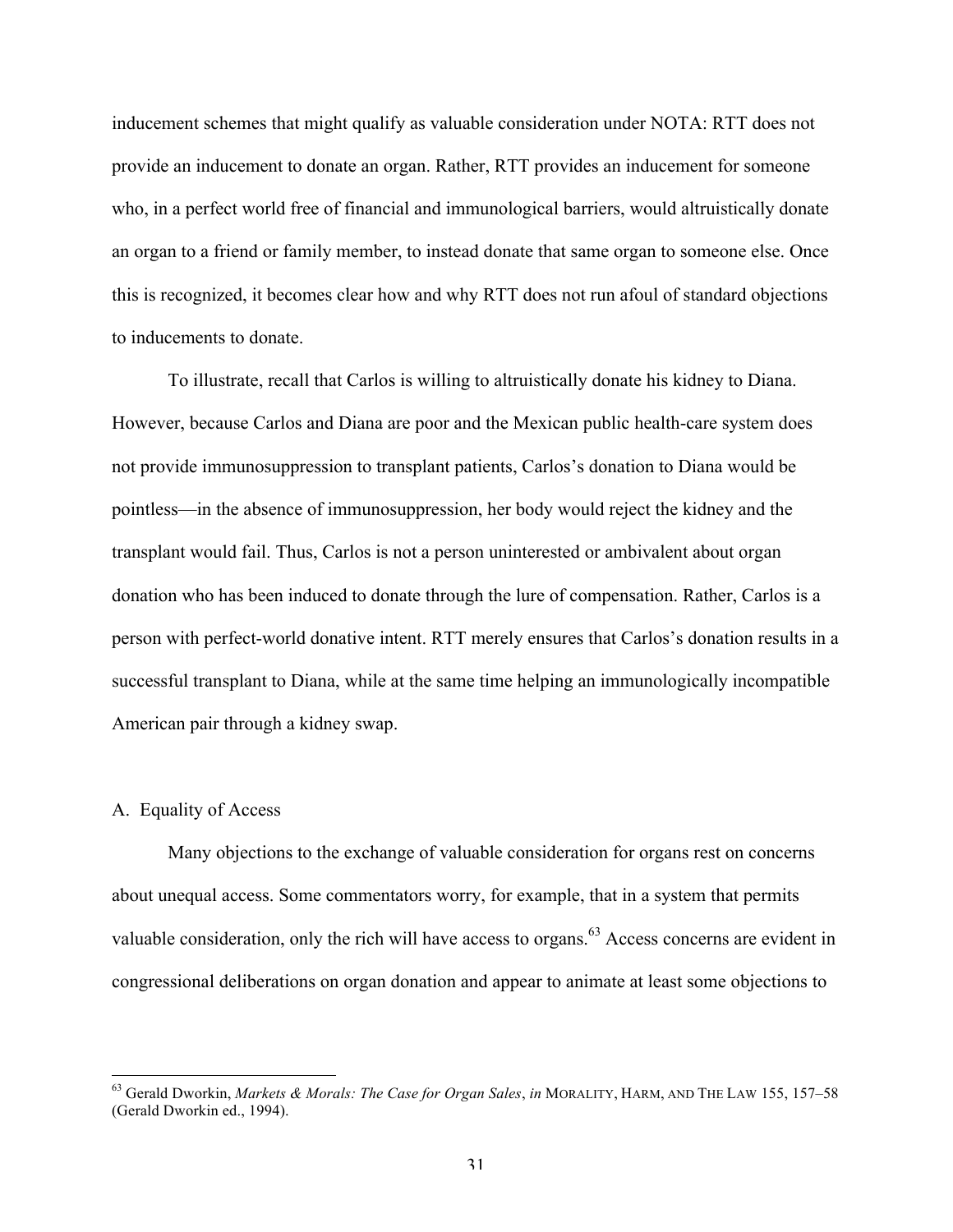inducement schemes that might qualify as valuable consideration under NOTA: RTT does not provide an inducement to donate an organ. Rather, RTT provides an inducement for someone who, in a perfect world free of financial and immunological barriers, would altruistically donate an organ to a friend or family member, to instead donate that same organ to someone else. Once this is recognized, it becomes clear how and why RTT does not run afoul of standard objections to inducements to donate.

To illustrate, recall that Carlos is willing to altruistically donate his kidney to Diana. However, because Carlos and Diana are poor and the Mexican public health-care system does not provide immunosuppression to transplant patients, Carlos's donation to Diana would be pointless—in the absence of immunosuppression, her body would reject the kidney and the transplant would fail. Thus, Carlos is not a person uninterested or ambivalent about organ donation who has been induced to donate through the lure of compensation. Rather, Carlos is a person with perfect-world donative intent. RTT merely ensures that Carlos's donation results in a successful transplant to Diana, while at the same time helping an immunologically incompatible American pair through a kidney swap.

### A. Equality of Access

Many objections to the exchange of valuable consideration for organs rest on concerns about unequal access. Some commentators worry, for example, that in a system that permits valuable consideration, only the rich will have access to organs.[63] Access concerns are evident in congressional deliberations on organ donation and appear to animate at least some objections to

[63] Gerald Dworkin, *Markets & Morals: The Case for Organ Sales*, *in* MORALITY, HARM, AND THE LAW 155, 157–58 (Gerald Dworkin ed., 1994).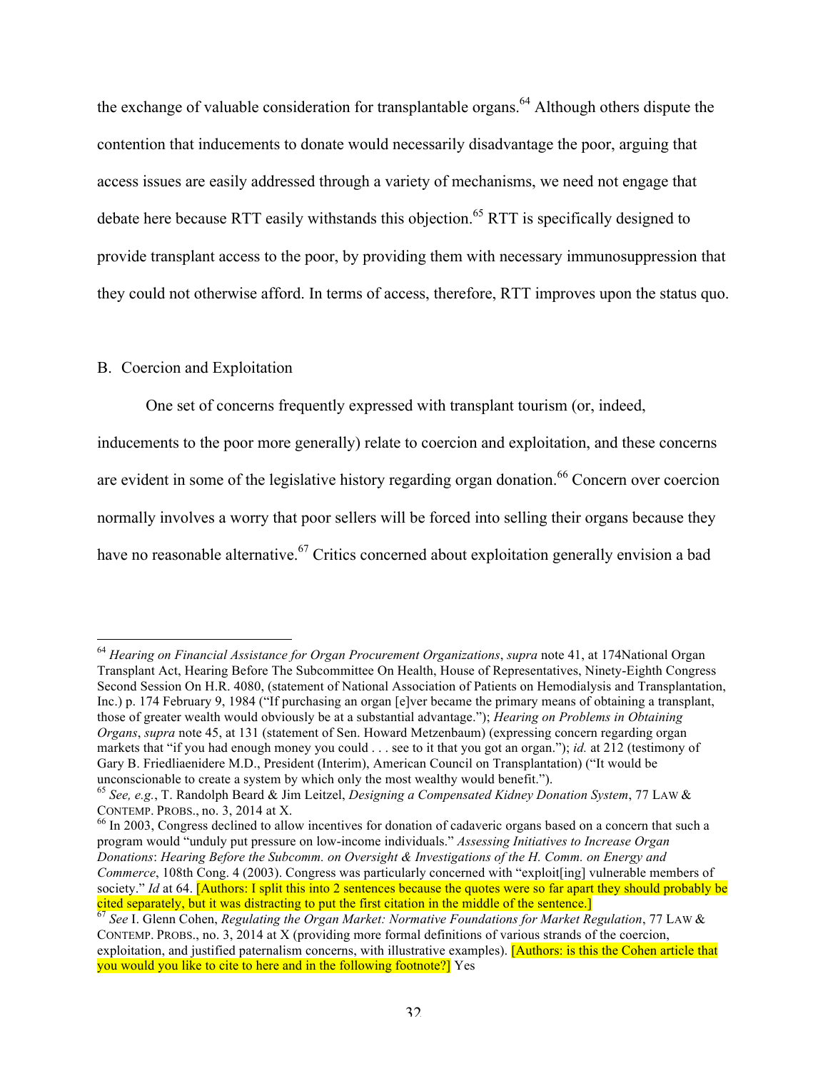the exchange of valuable consideration for transplantable organs.[64] Although others dispute the contention that inducements to donate would necessarily disadvantage the poor, arguing that access issues are easily addressed through a variety of mechanisms, we need not engage that debate here because RTT easily withstands this objection.[65] RTT is specifically designed to provide transplant access to the poor, by providing them with necessary immunosuppression that they could not otherwise afford. In terms of access, therefore, RTT improves upon the status quo.

### B. Coercion and Exploitation

One set of concerns frequently expressed with transplant tourism (or, indeed, inducements to the poor more generally) relate to coercion and exploitation, and these concerns are evident in some of the legislative history regarding organ donation.[66] Concern over coercion normally involves a worry that poor sellers will be forced into selling their organs because they have no reasonable alternative.[67] Critics concerned about exploitation generally envision a bad

---

[64] *Hearing on Financial Assistance for Organ Procurement Organizations*, *supra* note 41, at 174National Organ Transplant Act, Hearing Before The Subcommittee On Health, House of Representatives, Ninety-Eighth Congress Second Session On H.R. 4080, (statement of National Association of Patients on Hemodialysis and Transplantation, Inc.) p. 174 February 9, 1984 ("If purchasing an organ [e]ver became the primary means of obtaining a transplant, those of greater wealth would obviously be at a substantial advantage."); *Hearing on Problems in Obtaining Organs*, *supra* note 45, at 131 (statement of Sen. Howard Metzenbaum) (expressing concern regarding organ markets that "if you had enough money you could . . . see to it that you got an organ."); *id.* at 212 (testimony of Gary B. Friedliaenidere M.D., President (Interim), American Council on Transplantation) ("It would be unconscionable to create a system by which only the most wealthy would benefit.").

[65] *See, e.g.*, T. Randolph Beard & Jim Leitzel, *Designing a Compensated Kidney Donation System*, 77 LAW & CONTEMP. PROBS., no. 3, 2014 at X.

[66] In 2003, Congress declined to allow incentives for donation of cadaveric organs based on a concern that such a program would "unduly put pressure on low-income individuals." *Assessing Initiatives to Increase Organ Donations*: *Hearing Before the Subcomm. on Oversight & Investigations of the H. Comm. on Energy and Commerce*, 108th Cong. 4 (2003). Congress was particularly concerned with "exploit[ing] vulnerable members of society." *Id* at 64. [Authors: I split this into 2 sentences because the quotes were so far apart they should probably be cited separately, but it was distracting to put the first citation in the middle of the sentence.]

[67] *See* I. Glenn Cohen, *Regulating the Organ Market: Normative Foundations for Market Regulation*, 77 LAW & CONTEMP. PROBS., no. 3, 2014 at X (providing more formal definitions of various strands of the coercion, exploitation, and justified paternalism concerns, with illustrative examples). [Authors: is this the Cohen article that you would you like to cite to here and in the following footnote?] Yes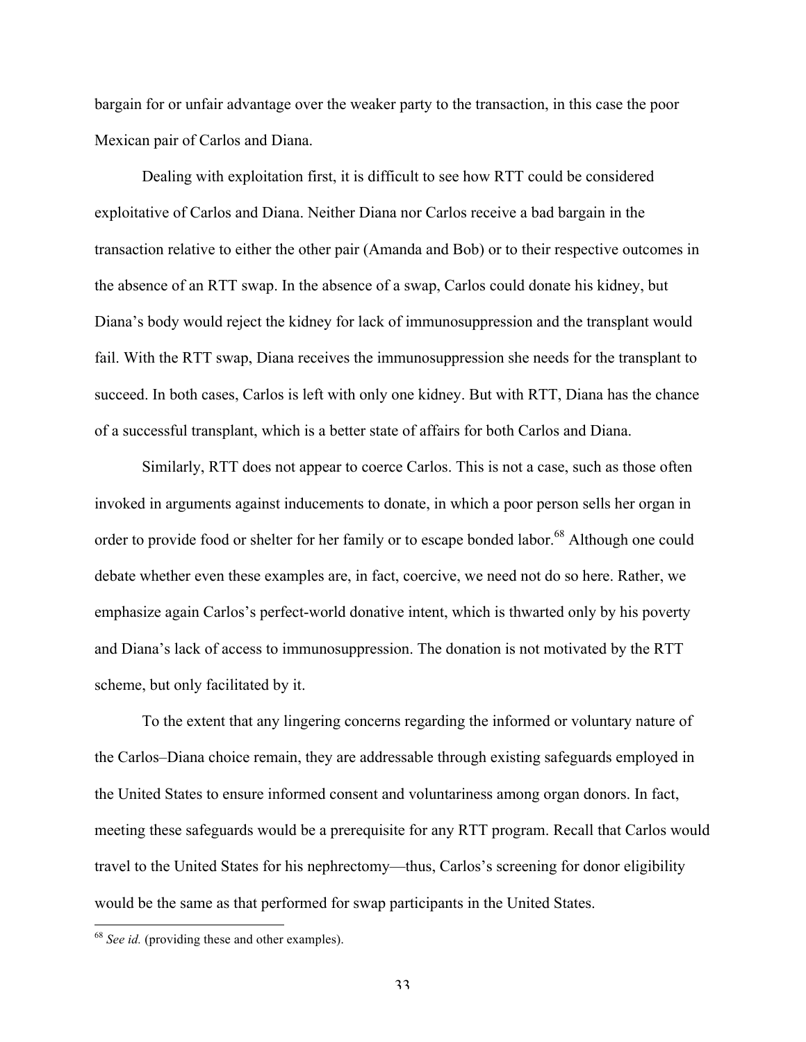bargain for or unfair advantage over the weaker party to the transaction, in this case the poor Mexican pair of Carlos and Diana.

Dealing with exploitation first, it is difficult to see how RTT could be considered exploitative of Carlos and Diana. Neither Diana nor Carlos receive a bad bargain in the transaction relative to either the other pair (Amanda and Bob) or to their respective outcomes in the absence of an RTT swap. In the absence of a swap, Carlos could donate his kidney, but Diana's body would reject the kidney for lack of immunosuppression and the transplant would fail. With the RTT swap, Diana receives the immunosuppression she needs for the transplant to succeed. In both cases, Carlos is left with only one kidney. But with RTT, Diana has the chance of a successful transplant, which is a better state of affairs for both Carlos and Diana.

Similarly, RTT does not appear to coerce Carlos. This is not a case, such as those often invoked in arguments against inducements to donate, in which a poor person sells her organ in order to provide food or shelter for her family or to escape bonded labor.[68] Although one could debate whether even these examples are, in fact, coercive, we need not do so here. Rather, we emphasize again Carlos's perfect-world donative intent, which is thwarted only by his poverty and Diana's lack of access to immunosuppression. The donation is not motivated by the RTT scheme, but only facilitated by it.

To the extent that any lingering concerns regarding the informed or voluntary nature of the Carlos–Diana choice remain, they are addressable through existing safeguards employed in the United States to ensure informed consent and voluntariness among organ donors. In fact, meeting these safeguards would be a prerequisite for any RTT program. Recall that Carlos would travel to the United States for his nephrectomy—thus, Carlos's screening for donor eligibility would be the same as that performed for swap participants in the United States.

---

[68] *See id.* (providing these and other examples).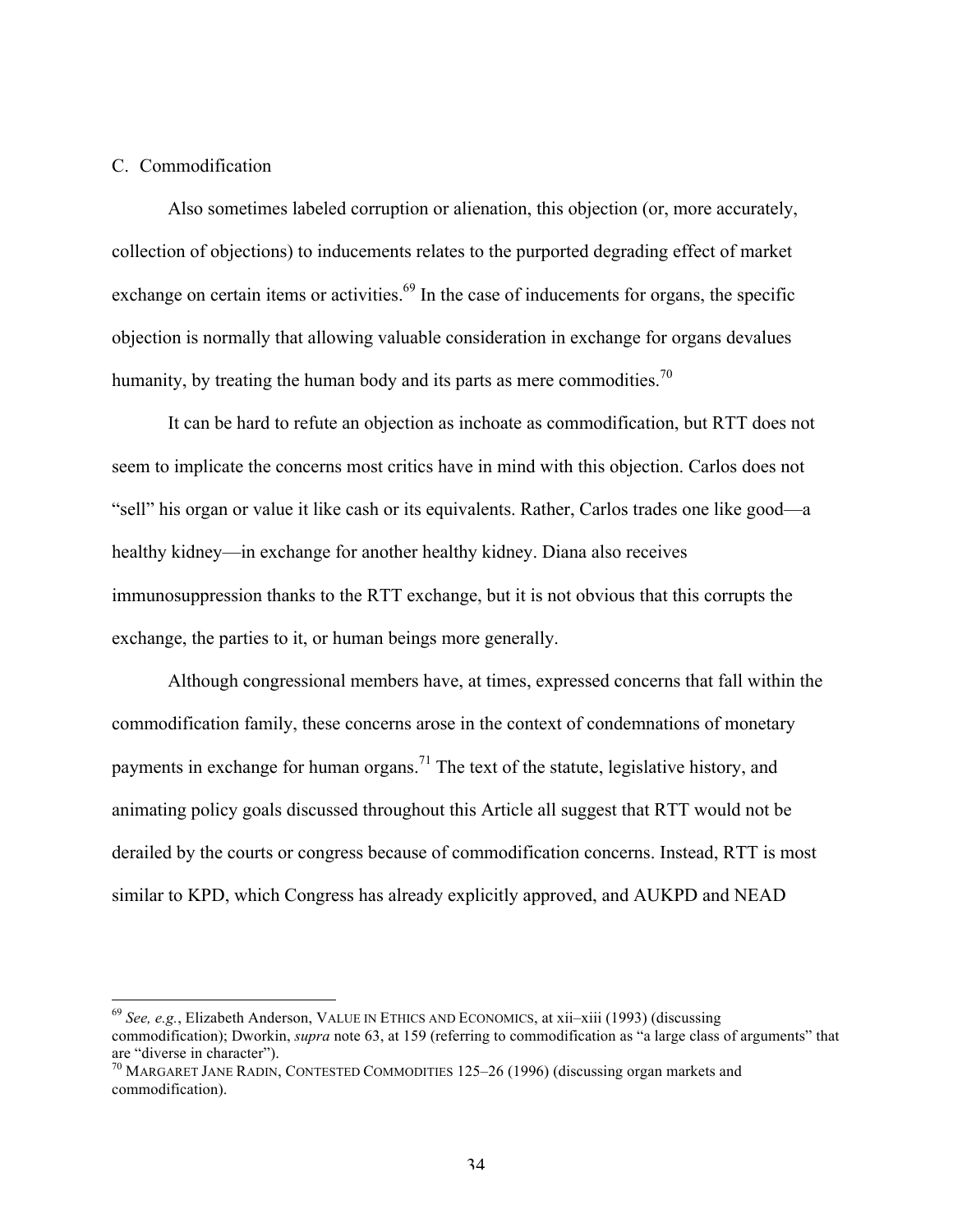## C. Commodification

Also sometimes labeled corruption or alienation, this objection (or, more accurately, collection of objections) to inducements relates to the purported degrading effect of market exchange on certain items or activities.[69] In the case of inducements for organs, the specific objection is normally that allowing valuable consideration in exchange for organs devalues humanity, by treating the human body and its parts as mere commodities.[70]

It can be hard to refute an objection as inchoate as commodification, but RTT does not seem to implicate the concerns most critics have in mind with this objection. Carlos does not "sell" his organ or value it like cash or its equivalents. Rather, Carlos trades one like good—a healthy kidney—in exchange for another healthy kidney. Diana also receives immunosuppression thanks to the RTT exchange, but it is not obvious that this corrupts the exchange, the parties to it, or human beings more generally.

Although congressional members have, at times, expressed concerns that fall within the commodification family, these concerns arose in the context of condemnations of monetary payments in exchange for human organs.[71] The text of the statute, legislative history, and animating policy goals discussed throughout this Article all suggest that RTT would not be derailed by the courts or congress because of commodification concerns. Instead, RTT is most similar to KPD, which Congress has already explicitly approved, and AUKPD and NEAD

---

[69] *See, e.g.*, Elizabeth Anderson, VALUE IN ETHICS AND ECONOMICS, at xii–xiii (1993) (discussing commodification); Dworkin, *supra* note 63, at 159 (referring to commodification as "a large class of arguments" that are "diverse in character").

[70] MARGARET JANE RADIN, CONTESTED COMMODITIES 125–26 (1996) (discussing organ markets and commodification).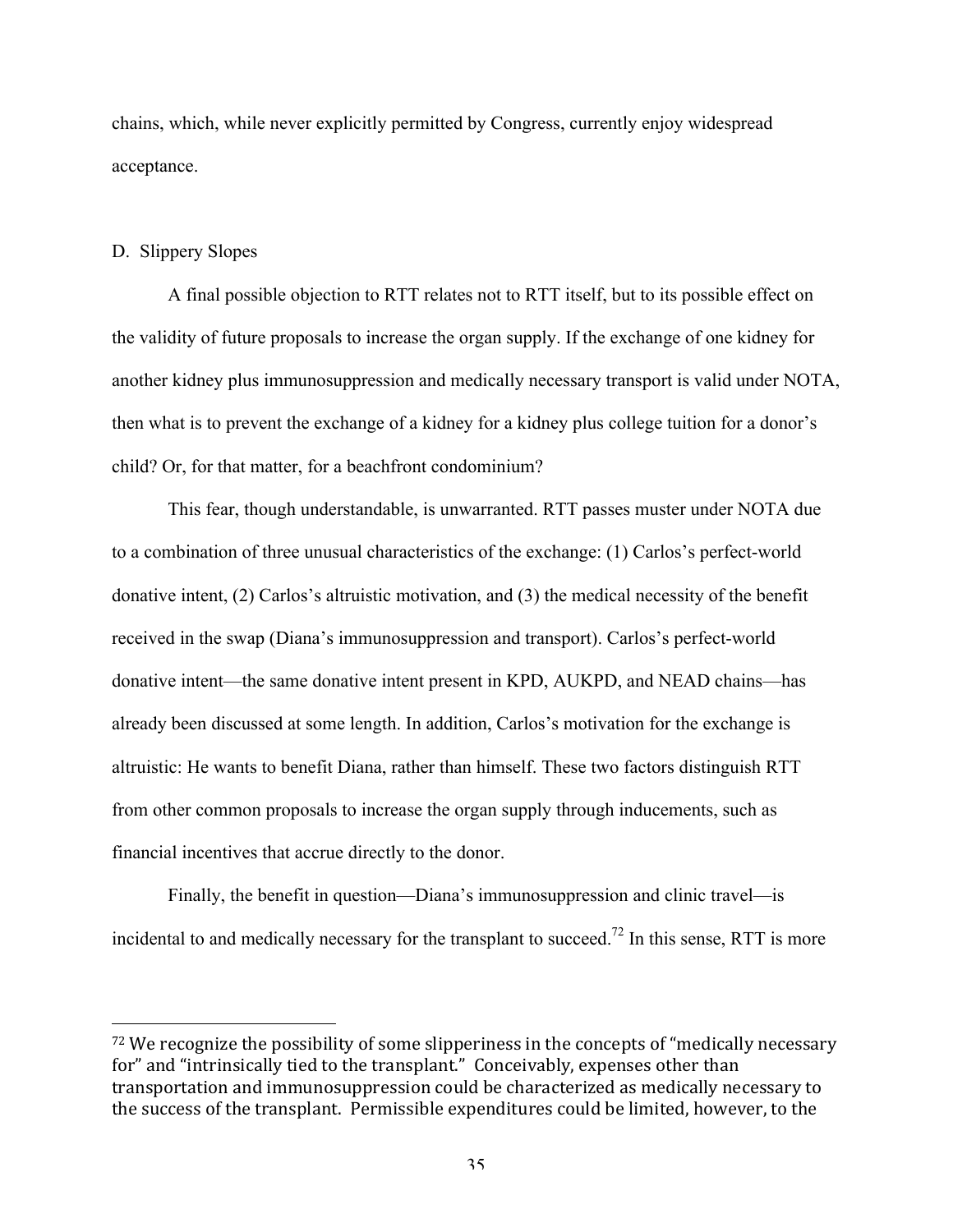chains, which, while never explicitly permitted by Congress, currently enjoy widespread acceptance.

### D. Slippery Slopes

A final possible objection to RTT relates not to RTT itself, but to its possible effect on the validity of future proposals to increase the organ supply. If the exchange of one kidney for another kidney plus immunosuppression and medically necessary transport is valid under NOTA, then what is to prevent the exchange of a kidney for a kidney plus college tuition for a donor's child? Or, for that matter, for a beachfront condominium?

This fear, though understandable, is unwarranted. RTT passes muster under NOTA due to a combination of three unusual characteristics of the exchange: (1) Carlos's perfect-world donative intent, (2) Carlos's altruistic motivation, and (3) the medical necessity of the benefit received in the swap (Diana's immunosuppression and transport). Carlos's perfect-world donative intent—the same donative intent present in KPD, AUKPD, and NEAD chains—has already been discussed at some length. In addition, Carlos's motivation for the exchange is altruistic: He wants to benefit Diana, rather than himself. These two factors distinguish RTT from other common proposals to increase the organ supply through inducements, such as financial incentives that accrue directly to the donor.

Finally, the benefit in question—Diana's immunosuppression and clinic travel—is incidental to and medically necessary for the transplant to succeed.[72] In this sense, RTT is more

---

[72] We recognize the possibility of some slipperiness in the concepts of "medically necessary for" and "intrinsically tied to the transplant." Conceivably, expenses other than transportation and immunosuppression could be characterized as medically necessary to the success of the transplant. Permissible expenditures could be limited, however, to the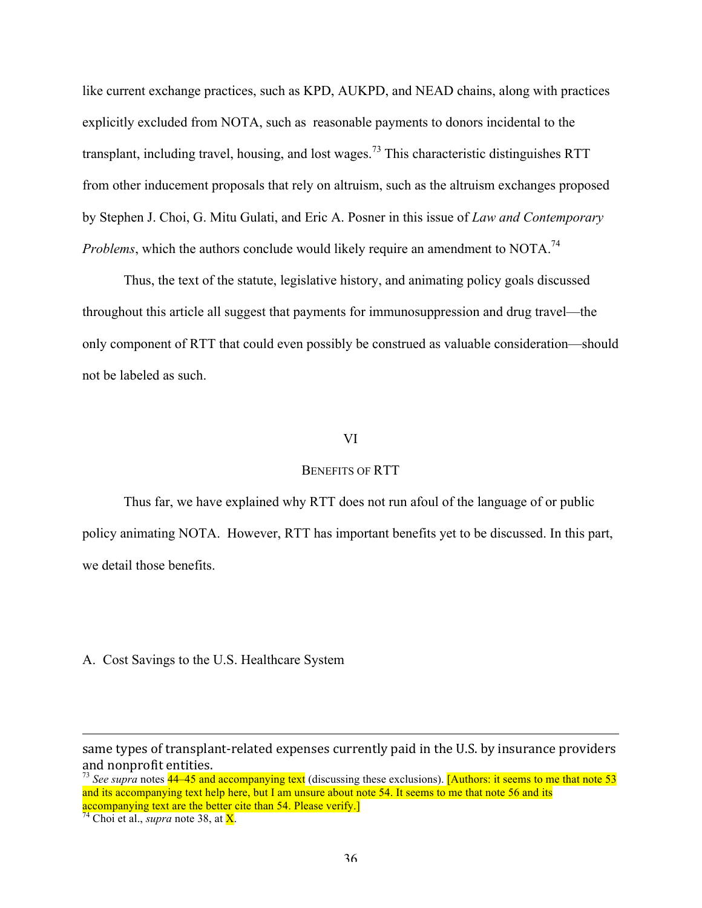like current exchange practices, such as KPD, AUKPD, and NEAD chains, along with practices explicitly excluded from NOTA, such as reasonable payments to donors incidental to the transplant, including travel, housing, and lost wages.[73] This characteristic distinguishes RTT from other inducement proposals that rely on altruism, such as the altruism exchanges proposed by Stephen J. Choi, G. Mitu Gulati, and Eric A. Posner in this issue of *Law and Contemporary Problems*, which the authors conclude would likely require an amendment to NOTA.[74]

Thus, the text of the statute, legislative history, and animating policy goals discussed throughout this article all suggest that payments for immunosuppression and drug travel—the only component of RTT that could even possibly be construed as valuable consideration—should not be labeled as such.

## VI

## BENEFITS OF RTT

Thus far, we have explained why RTT does not run afoul of the language of or public policy animating NOTA. However, RTT has important benefits yet to be discussed. In this part, we detail those benefits.

### A. Cost Savings to the U.S. Healthcare System

---

same types of transplant-related expenses currently paid in the U.S. by insurance providers and nonprofit entities.

[73] *See supra* notes 44–45 and accompanying text (discussing these exclusions). [Authors: it seems to me that note 53 and its accompanying text help here, but I am unsure about note 54. It seems to me that note 56 and its accompanying text are the better cite than 54. Please verify.]

[74] Choi et al., *supra* note 38, at X.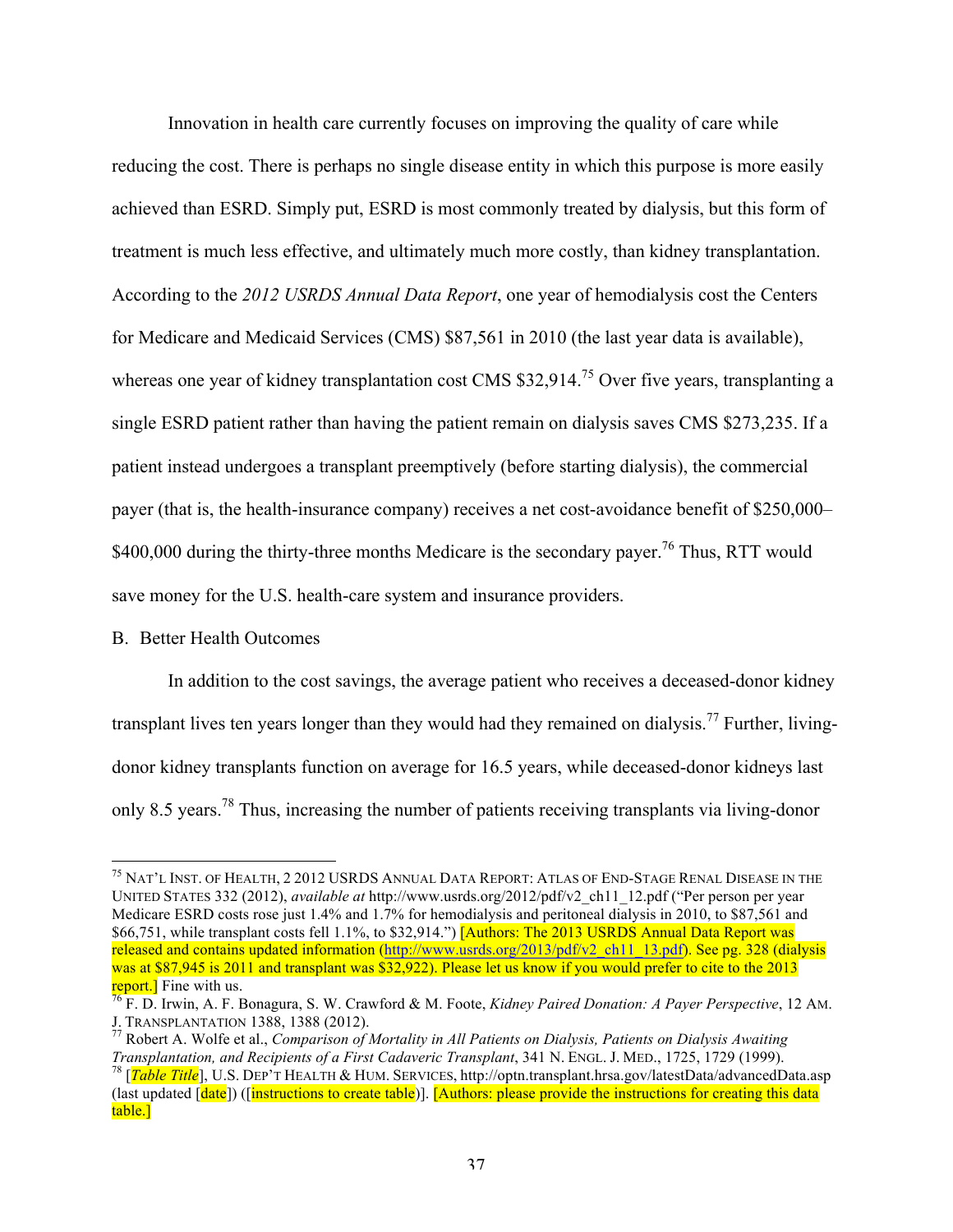Innovation in health care currently focuses on improving the quality of care while reducing the cost. There is perhaps no single disease entity in which this purpose is more easily achieved than ESRD. Simply put, ESRD is most commonly treated by dialysis, but this form of treatment is much less effective, and ultimately much more costly, than kidney transplantation. According to the *2012 USRDS Annual Data Report*, one year of hemodialysis cost the Centers for Medicare and Medicaid Services (CMS) $87,561 in 2010 (the last year data is available), whereas one year of kidney transplantation cost CMS $32,914.[75] Over five years, transplanting a single ESRD patient rather than having the patient remain on dialysis saves CMS $273,235. If a patient instead undergoes a transplant preemptively (before starting dialysis), the commercial payer (that is, the health-insurance company) receives a net cost-avoidance benefit of $250,000–$400,000 during the thirty-three months Medicare is the secondary payer.[76] Thus, RTT would save money for the U.S. health-care system and insurance providers.

B. Better Health Outcomes

In addition to the cost savings, the average patient who receives a deceased-donor kidney transplant lives ten years longer than they would had they remained on dialysis.[77] Further, living-donor kidney transplants function on average for 16.5 years, while deceased-donor kidneys last only 8.5 years.[78] Thus, increasing the number of patients receiving transplants via living-donor

---

[75] NAT'L INST. OF HEALTH, 2 2012 USRDS ANNUAL DATA REPORT: ATLAS OF END-STAGE RENAL DISEASE IN THE UNITED STATES 332 (2012), *available at* http://www.usrds.org/2012/pdf/v2_ch11_12.pdf ("Per person per year Medicare ESRD costs rose just 1.4% and 1.7% for hemodialysis and peritoneal dialysis in 2010, to $87,561 and $66,751, while transplant costs fell 1.1%, to $32,914.") [Authors: The 2013 USRDS Annual Data Report was released and contains updated information (http://www.usrds.org/2013/pdf/v2_ch11_13.pdf). See pg. 328 (dialysis was at $87,945 is 2011 and transplant was $32,922). Please let us know if you would prefer to cite to the 2013 report.] Fine with us.

[76] F. D. Irwin, A. F. Bonagura, S. W. Crawford & M. Foote, *Kidney Paired Donation: A Payer Perspective*, 12 AM. J. TRANSPLANTATION 1388, 1388 (2012).

[77] Robert A. Wolfe et al., *Comparison of Mortality in All Patients on Dialysis, Patients on Dialysis Awaiting Transplantation, and Recipients of a First Cadaveric Transplant*, 341 N. ENGL. J. MED., 1725, 1729 (1999).

[78] [*Table Title*], U.S. DEP'T HEALTH & HUM. SERVICES, http://optn.transplant.hrsa.gov/latestData/advancedData.asp (last updated [date]) ([instructions to create table)]. [Authors: please provide the instructions for creating this data table.]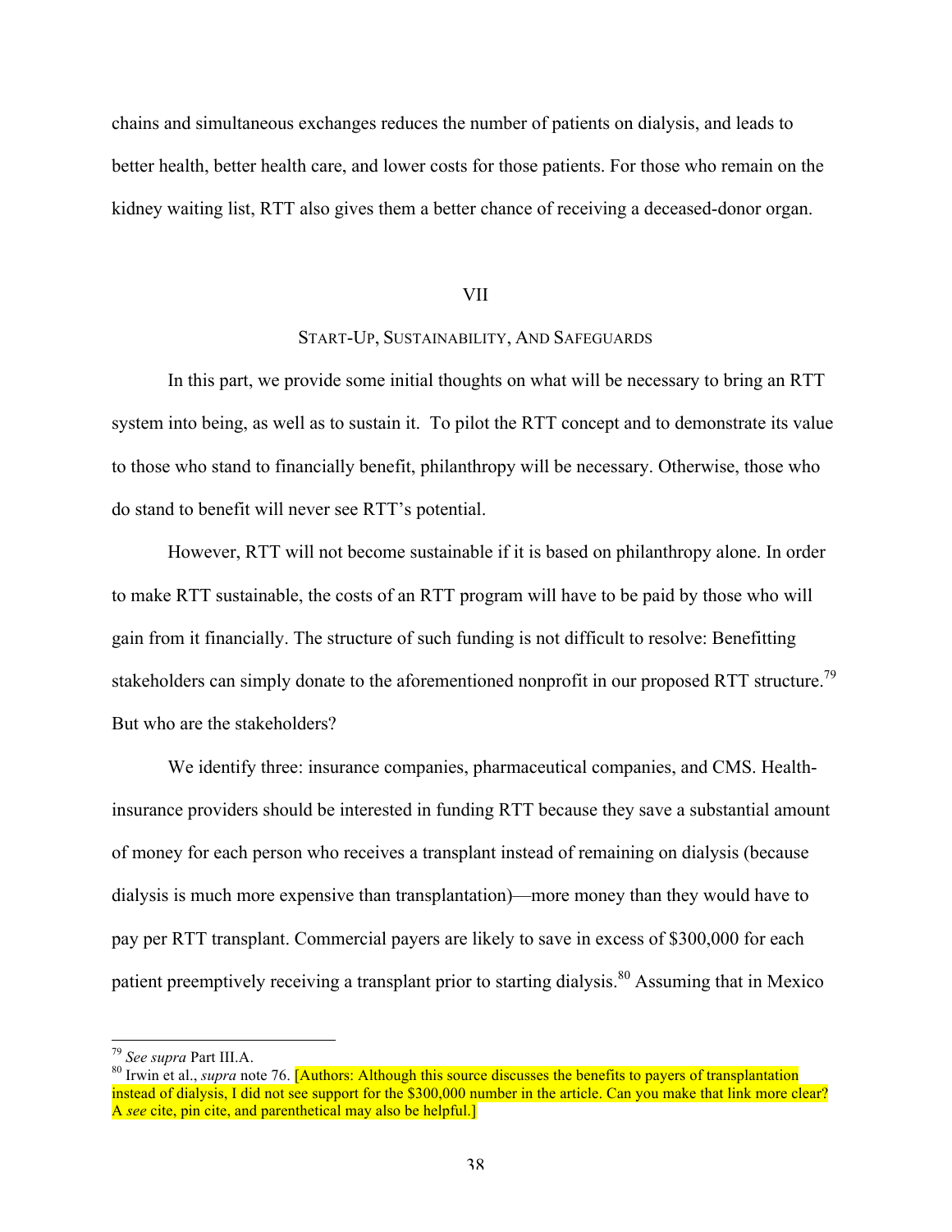chains and simultaneous exchanges reduces the number of patients on dialysis, and leads to better health, better health care, and lower costs for those patients. For those who remain on the kidney waiting list, RTT also gives them a better chance of receiving a deceased-donor organ.

## VII

## START-UP, SUSTAINABILITY, AND SAFEGUARDS

In this part, we provide some initial thoughts on what will be necessary to bring an RTT system into being, as well as to sustain it. To pilot the RTT concept and to demonstrate its value to those who stand to financially benefit, philanthropy will be necessary. Otherwise, those who do stand to benefit will never see RTT's potential.

However, RTT will not become sustainable if it is based on philanthropy alone. In order to make RTT sustainable, the costs of an RTT program will have to be paid by those who will gain from it financially. The structure of such funding is not difficult to resolve: Benefitting stakeholders can simply donate to the aforementioned nonprofit in our proposed RTT structure.[79] But who are the stakeholders?

We identify three: insurance companies, pharmaceutical companies, and CMS. Health-insurance providers should be interested in funding RTT because they save a substantial amount of money for each person who receives a transplant instead of remaining on dialysis (because dialysis is much more expensive than transplantation)—more money than they would have to pay per RTT transplant. Commercial payers are likely to save in excess of $300,000 for each patient preemptively receiving a transplant prior to starting dialysis.[80] Assuming that in Mexico

---

[79] *See supra* Part III.A.

[80] Irwin et al., *supra* note 76. [Authors: Although this source discusses the benefits to payers of transplantation instead of dialysis, I did not see support for the $300,000 number in the article. Can you make that link more clear? A *see* cite, pin cite, and parenthetical may also be helpful.]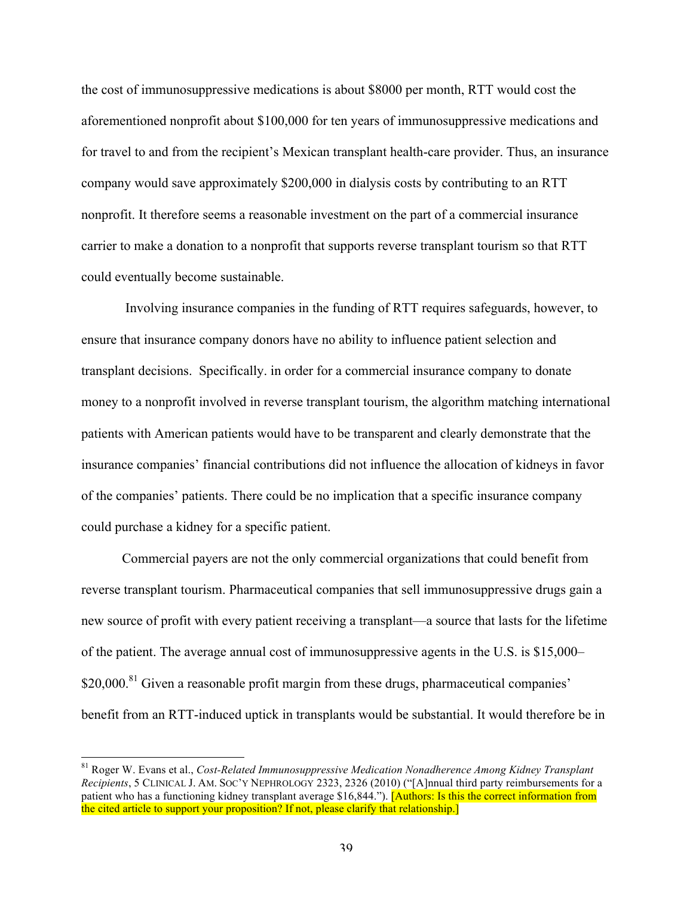the cost of immunosuppressive medications is about $8000 per month, RTT would cost the aforementioned nonprofit about $100,000 for ten years of immunosuppressive medications and for travel to and from the recipient's Mexican transplant health-care provider. Thus, an insurance company would save approximately $200,000 in dialysis costs by contributing to an RTT nonprofit. It therefore seems a reasonable investment on the part of a commercial insurance carrier to make a donation to a nonprofit that supports reverse transplant tourism so that RTT could eventually become sustainable.

Involving insurance companies in the funding of RTT requires safeguards, however, to ensure that insurance company donors have no ability to influence patient selection and transplant decisions. Specifically. in order for a commercial insurance company to donate money to a nonprofit involved in reverse transplant tourism, the algorithm matching international patients with American patients would have to be transparent and clearly demonstrate that the insurance companies' financial contributions did not influence the allocation of kidneys in favor of the companies' patients. There could be no implication that a specific insurance company could purchase a kidney for a specific patient.

Commercial payers are not the only commercial organizations that could benefit from reverse transplant tourism. Pharmaceutical companies that sell immunosuppressive drugs gain a new source of profit with every patient receiving a transplant—a source that lasts for the lifetime of the patient. The average annual cost of immunosuppressive agents in the U.S. is $15,000–$20,000.[81] Given a reasonable profit margin from these drugs, pharmaceutical companies' benefit from an RTT-induced uptick in transplants would be substantial. It would therefore be in

---

[81] Roger W. Evans et al., *Cost-Related Immunosuppressive Medication Nonadherence Among Kidney Transplant Recipients*, 5 CLINICAL J. AM. SOC'Y NEPHROLOGY 2323, 2326 (2010) ("[A]nnual third party reimbursements for a patient who has a functioning kidney transplant average $16,844."). [Authors: Is this the correct information from the cited article to support your proposition? If not, please clarify that relationship.]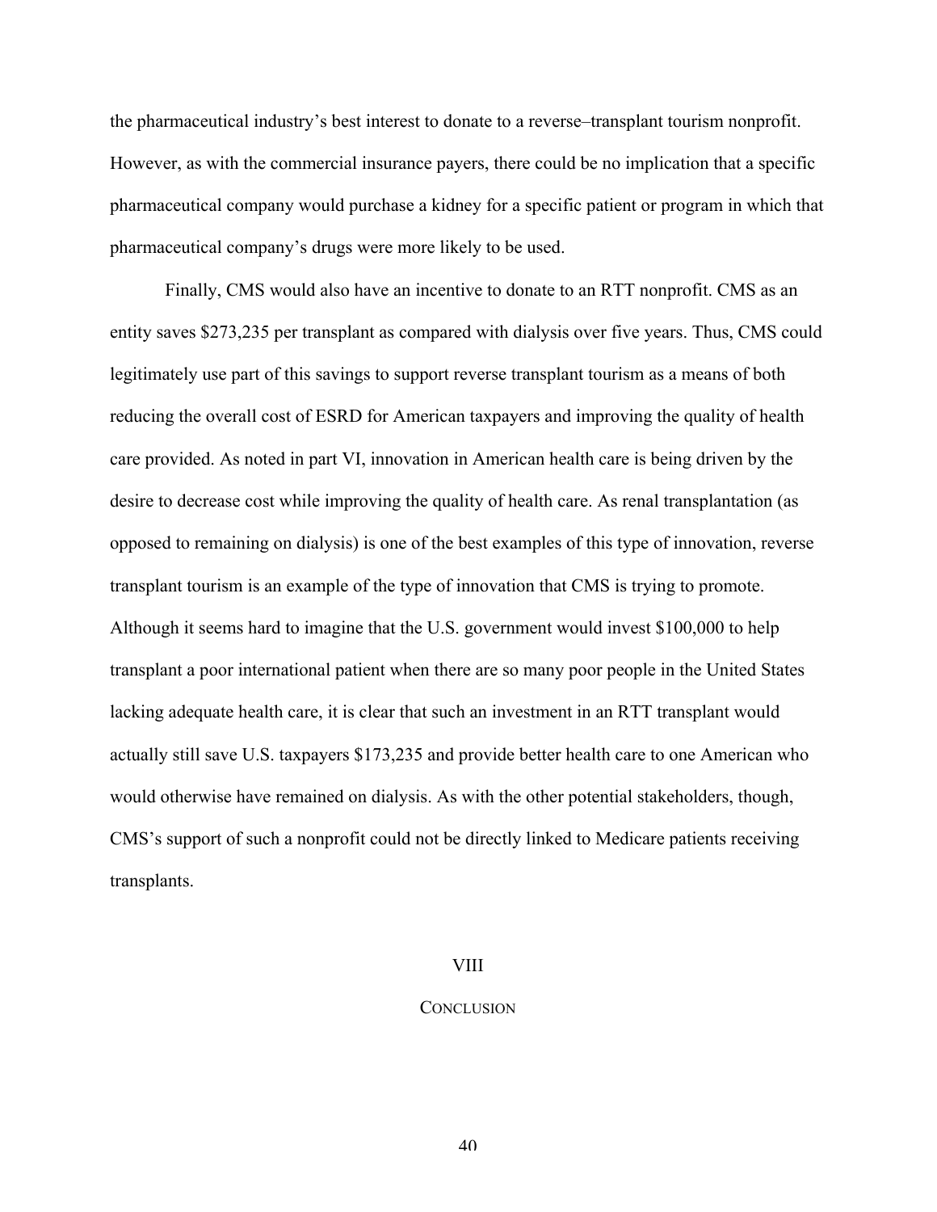the pharmaceutical industry's best interest to donate to a reverse–transplant tourism nonprofit. However, as with the commercial insurance payers, there could be no implication that a specific pharmaceutical company would purchase a kidney for a specific patient or program in which that pharmaceutical company's drugs were more likely to be used.

Finally, CMS would also have an incentive to donate to an RTT nonprofit. CMS as an entity saves $273,235 per transplant as compared with dialysis over five years. Thus, CMS could legitimately use part of this savings to support reverse transplant tourism as a means of both reducing the overall cost of ESRD for American taxpayers and improving the quality of health care provided. As noted in part VI, innovation in American health care is being driven by the desire to decrease cost while improving the quality of health care. As renal transplantation (as opposed to remaining on dialysis) is one of the best examples of this type of innovation, reverse transplant tourism is an example of the type of innovation that CMS is trying to promote. Although it seems hard to imagine that the U.S. government would invest $100,000 to help transplant a poor international patient when there are so many poor people in the United States lacking adequate health care, it is clear that such an investment in an RTT transplant would actually still save U.S. taxpayers $173,235 and provide better health care to one American who would otherwise have remained on dialysis. As with the other potential stakeholders, though, CMS's support of such a nonprofit could not be directly linked to Medicare patients receiving transplants.

## VIII

## CONCLUSION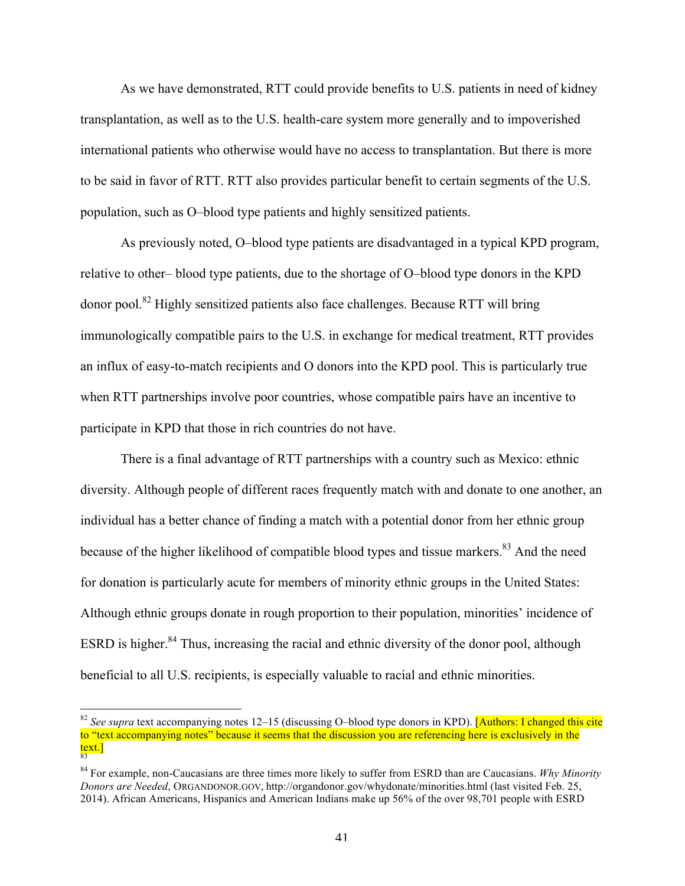As we have demonstrated, RTT could provide benefits to U.S. patients in need of kidney transplantation, as well as to the U.S. health-care system more generally and to impoverished international patients who otherwise would have no access to transplantation. But there is more to be said in favor of RTT. RTT also provides particular benefit to certain segments of the U.S. population, such as O–blood type patients and highly sensitized patients.

As previously noted, O–blood type patients are disadvantaged in a typical KPD program, relative to other– blood type patients, due to the shortage of O–blood type donors in the KPD donor pool.[82] Highly sensitized patients also face challenges. Because RTT will bring immunologically compatible pairs to the U.S. in exchange for medical treatment, RTT provides an influx of easy-to-match recipients and O donors into the KPD pool. This is particularly true when RTT partnerships involve poor countries, whose compatible pairs have an incentive to participate in KPD that those in rich countries do not have.

There is a final advantage of RTT partnerships with a country such as Mexico: ethnic diversity. Although people of different races frequently match with and donate to one another, an individual has a better chance of finding a match with a potential donor from her ethnic group because of the higher likelihood of compatible blood types and tissue markers.[83] And the need for donation is particularly acute for members of minority ethnic groups in the United States: Although ethnic groups donate in rough proportion to their population, minorities' incidence of ESRD is higher.[84] Thus, increasing the racial and ethnic diversity of the donor pool, although beneficial to all U.S. recipients, is especially valuable to racial and ethnic minorities.

---

[82] *See supra* text accompanying notes 12–15 (discussing O–blood type donors in KPD). [Authors: I changed this cite to "text accompanying notes" because it seems that the discussion you are referencing here is exclusively in the text.]

[83]

[84] For example, non-Caucasians are three times more likely to suffer from ESRD than are Caucasians. *Why Minority Donors are Needed*, ORGANDONOR.GOV, http://organdonor.gov/whydonate/minorities.html (last visited Feb. 25, 2014). African Americans, Hispanics and American Indians make up 56% of the over 98,701 people with ESRD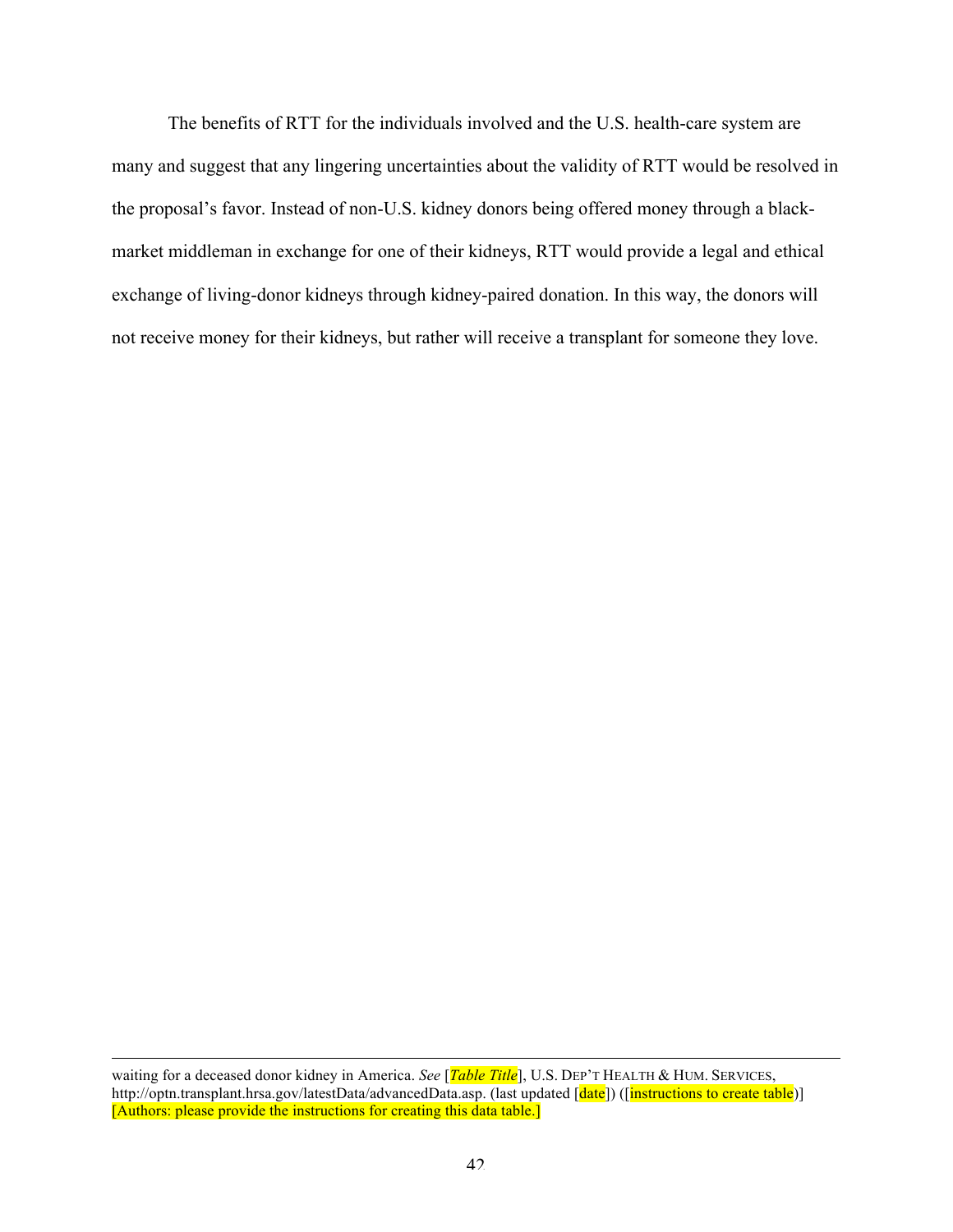The benefits of RTT for the individuals involved and the U.S. health-care system are many and suggest that any lingering uncertainties about the validity of RTT would be resolved in the proposal's favor. Instead of non-U.S. kidney donors being offered money through a black-market middleman in exchange for one of their kidneys, RTT would provide a legal and ethical exchange of living-donor kidneys through kidney-paired donation. In this way, the donors will not receive money for their kidneys, but rather will receive a transplant for someone they love.

---

waiting for a deceased donor kidney in America. *See* [*Table Title*], U.S. DEP'T HEALTH & HUM. SERVICES, http://optn.transplant.hrsa.gov/latestData/advancedData.asp. (last updated [date]) ([instructions to create table)] [Authors: please provide the instructions for creating this data table.]